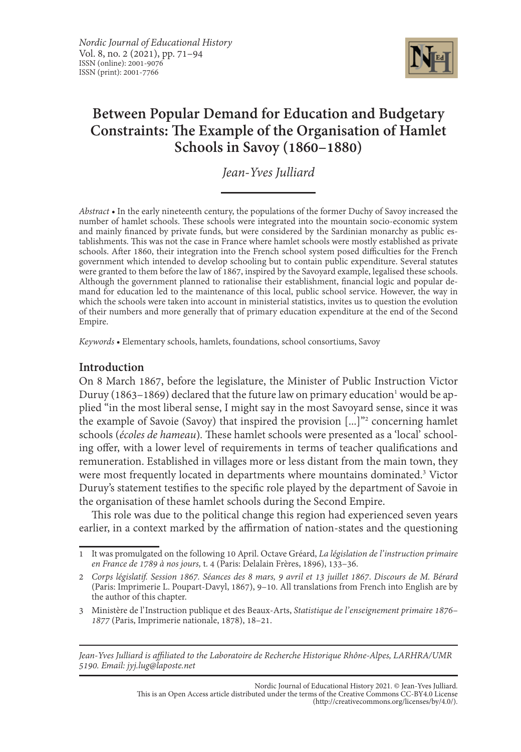# Between Popular Demand for Education and Budgetary Constraints: The Example of the Organisation of Hamlet Schools in Savoy (1860–1880)

*Jean-Yves Julliard*

*Abstract* • In the early nineteenth century, the populations of the former Duchy of Savoy increased the number of hamlet schools. These schools were integrated into the mountain socio-economic system and mainly financed by private funds, but were considered by the Sardinian monarchy as public establishments. This was not the case in France where hamlet schools were mostly established as private schools. After 1860, their integration into the French school system posed difficulties for the French government which intended to develop schooling but to contain public expenditure. Several statutes were granted to them before the law of 1867, inspired by the Savoyard example, legalised these schools. Although the government planned to rationalise their establishment, financial logic and popular demand for education led to the maintenance of this local, public school service. However, the way in which the schools were taken into account in ministerial statistics, invites us to question the evolution of their numbers and more generally that of primary education expenditure at the end of the Second Empire.

*Keywords* • Elementary schools, hamlets, foundations, school consortiums, Savoy

## Introduction

On 8 March 1867, before the legislature, the Minister of Public Instruction Victor Duruy (1863–1869) declared that the future law on primary education[1] would be applied "in the most liberal sense, I might say in the most Savoyard sense, since it was the example of Savoie (Savoy) that inspired the provision [...]"[2] concerning hamlet schools (*écoles de hameau*). These hamlet schools were presented as a 'local' schooling offer, with a lower level of requirements in terms of teacher qualifications and remuneration. Established in villages more or less distant from the main town, they were most frequently located in departments where mountains dominated.[3] Victor Duruy's statement testifies to the specific role played by the department of Savoie in the organisation of these hamlet schools during the Second Empire.

This role was due to the political change this region had experienced seven years earlier, in a context marked by the affirmation of nation-states and the questioning

---

1 It was promulgated on the following 10 April. Octave Gréard, *La législation de l'instruction primaire en France de 1789 à nos jours,* t. 4 (Paris: Delalain Frères, 1896), 133–36.

2 *Corps législatif. Session 1867. Séances des 8 mars, 9 avril et 13 juillet 1867. Discours de M. Bérard* (Paris: Imprimerie L. Poupart-Davyl, 1867), 9–10. All translations from French into English are by the author of this chapter.

3 Ministère de l'Instruction publique et des Beaux-Arts, *Statistique de l'enseignement primaire 1876–1877* (Paris, Imprimerie nationale, 1878), 18–21.

*Jean-Yves Julliard is affiliated to the Laboratoire de Recherche Historique Rhône-Alpes, LARHRA/UMR 5190. Email: jyj.lug@laposte.net*

Nordic Journal of Educational History 2021. © Jean-Yves Julliard.
This is an Open Access article distributed under the terms of the Creative Commons CC-BY4.0 License (http://creativecommons.org/licenses/by/4.0/).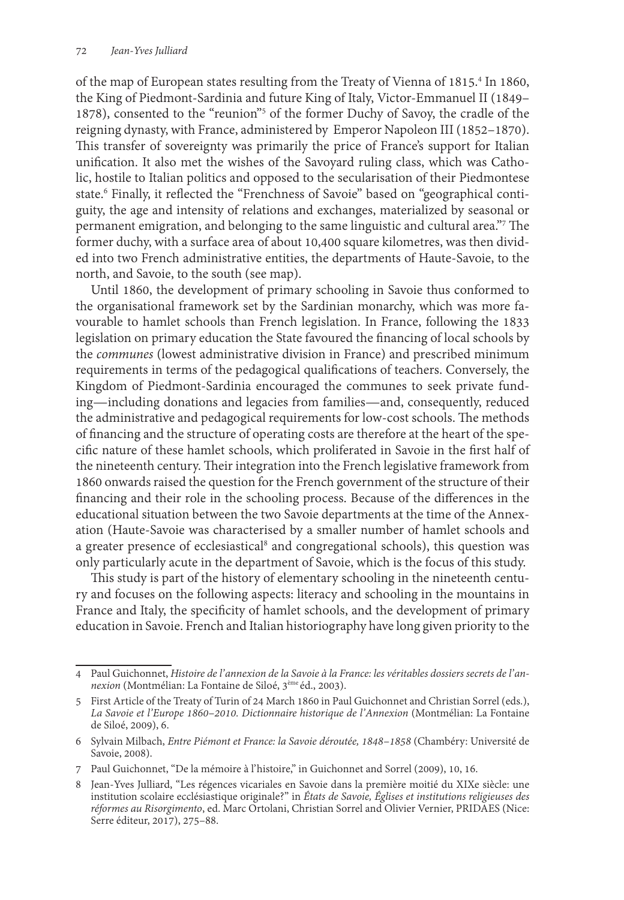of the map of European states resulting from the Treaty of Vienna of 1815.[4] In 1860, the King of Piedmont-Sardinia and future King of Italy, Victor-Emmanuel II (1849–1878), consented to the "reunion"[5] of the former Duchy of Savoy, the cradle of the reigning dynasty, with France, administered by Emperor Napoleon III (1852–1870). This transfer of sovereignty was primarily the price of France's support for Italian unification. It also met the wishes of the Savoyard ruling class, which was Catholic, hostile to Italian politics and opposed to the secularisation of their Piedmontese state.[6] Finally, it reflected the "Frenchness of Savoie" based on "geographical contiguity, the age and intensity of relations and exchanges, materialized by seasonal or permanent emigration, and belonging to the same linguistic and cultural area."[7] The former duchy, with a surface area of about 10,400 square kilometres, was then divided into two French administrative entities, the departments of Haute-Savoie, to the north, and Savoie, to the south (see map).

Until 1860, the development of primary schooling in Savoie thus conformed to the organisational framework set by the Sardinian monarchy, which was more favourable to hamlet schools than French legislation. In France, following the 1833 legislation on primary education the State favoured the financing of local schools by the *communes* (lowest administrative division in France) and prescribed minimum requirements in terms of the pedagogical qualifications of teachers. Conversely, the Kingdom of Piedmont-Sardinia encouraged the communes to seek private funding—including donations and legacies from families—and, consequently, reduced the administrative and pedagogical requirements for low-cost schools. The methods of financing and the structure of operating costs are therefore at the heart of the specific nature of these hamlet schools, which proliferated in Savoie in the first half of the nineteenth century. Their integration into the French legislative framework from 1860 onwards raised the question for the French government of the structure of their financing and their role in the schooling process. Because of the differences in the educational situation between the two Savoie departments at the time of the Annexation (Haute-Savoie was characterised by a smaller number of hamlet schools and a greater presence of ecclesiastical[8] and congregational schools), this question was only particularly acute in the department of Savoie, which is the focus of this study.

This study is part of the history of elementary schooling in the nineteenth century and focuses on the following aspects: literacy and schooling in the mountains in France and Italy, the specificity of hamlet schools, and the development of primary education in Savoie. French and Italian historiography have long given priority to the

---

4 Paul Guichonnet, *Histoire de l'annexion de la Savoie à la France: les véritables dossiers secrets de l'annexion* (Montmélian: La Fontaine de Siloé, 3ème éd., 2003).

5 First Article of the Treaty of Turin of 24 March 1860 in Paul Guichonnet and Christian Sorrel (eds.), *La Savoie et l'Europe 1860–2010. Dictionnaire historique de l'Annexion* (Montmélian: La Fontaine de Siloé, 2009), 6.

6 Sylvain Milbach, *Entre Piémont et France: la Savoie déroutée, 1848–1858* (Chambéry: Université de Savoie, 2008).

7 Paul Guichonnet, "De la mémoire à l'histoire," in Guichonnet and Sorrel (2009), 10, 16.

8 Jean-Yves Julliard, "Les régences vicariales en Savoie dans la première moitié du XIXe siècle: une institution scolaire ecclésiastique originale?" in *États de Savoie, Églises et institutions religieuses des réformes au Risorgimento*, ed. Marc Ortolani, Christian Sorrel and Olivier Vernier, PRIDAES (Nice: Serre éditeur, 2017), 275–88.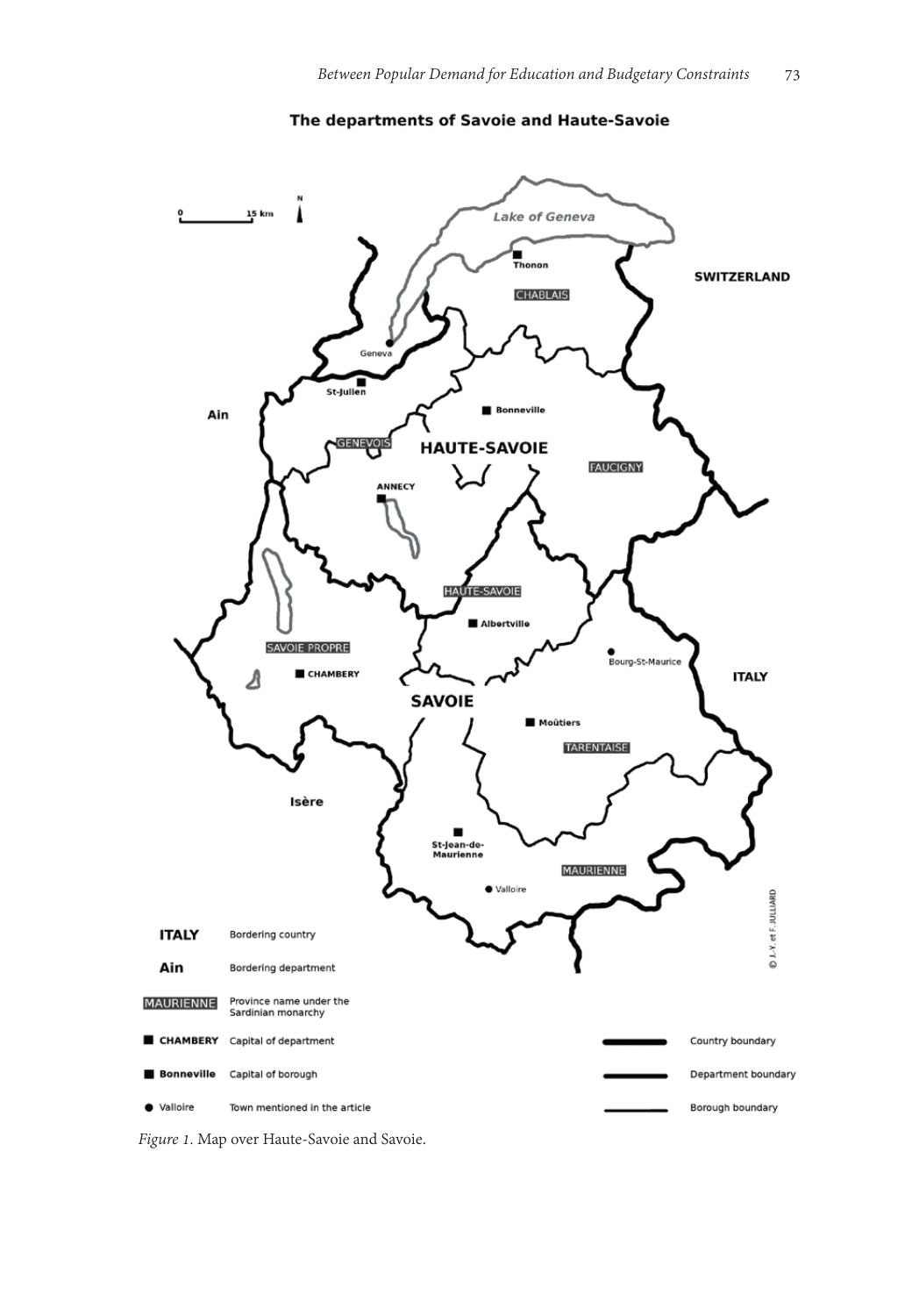Figure 1. Map over Haute-Savoie and Savoie.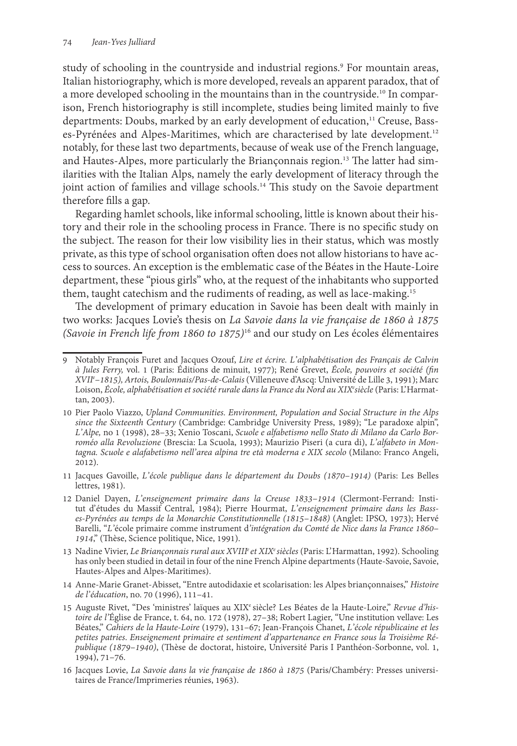study of schooling in the countryside and industrial regions.[9] For mountain areas, Italian historiography, which is more developed, reveals an apparent paradox, that of a more developed schooling in the mountains than in the countryside.[10] In comparison, French historiography is still incomplete, studies being limited mainly to five departments: Doubs, marked by an early development of education,[11] Creuse, Basses-Pyrénées and Alpes-Maritimes, which are characterised by late development.[12] notably, for these last two departments, because of weak use of the French language, and Hautes-Alpes, more particularly the Briançonnais region.[13] The latter had similarities with the Italian Alps, namely the early development of literacy through the joint action of families and village schools.[14] This study on the Savoie department therefore fills a gap.

Regarding hamlet schools, like informal schooling, little is known about their history and their role in the schooling process in France. There is no specific study on the subject. The reason for their low visibility lies in their status, which was mostly private, as this type of school organisation often does not allow historians to have access to sources. An exception is the emblematic case of the Béates in the Haute-Loire department, these "pious girls" who, at the request of the inhabitants who supported them, taught catechism and the rudiments of reading, as well as lace-making.[15]

The development of primary education in Savoie has been dealt with mainly in two works: Jacques Lovie's thesis on *La Savoie dans la vie française de 1860 à 1875 (Savoie in French life from 1860 to 1875)*[16] and our study on Les écoles élémentaires

---

9 Notably François Furet and Jacques Ozouf, *Lire et écrire. L'alphabétisation des Français de Calvin à Jules Ferry,* vol. 1 (Paris: Éditions de minuit, 1977); René Grevet, *École, pouvoirs et société (fin XVII^e^–1815), Artois, Boulonnais/Pas-de-Calais* (Villeneuve d'Ascq: Université de Lille 3, 1991); Marc Loison, *École, alphabétisation et société rurale dans la France du Nord au XIX^e^ siècle* (Paris: L'Harmattan, 2003).

10 Pier Paolo Viazzo, *Upland Communities. Environment, Population and Social Structure in the Alps since the Sixteenth Century* (Cambridge: Cambridge University Press, 1989); "Le paradoxe alpin", *L'Alpe,* no 1 (1998), 28–33; Xenio Toscani, *Scuole e alfabetismo nello Stato di Milano da Carlo Borroméo alla Revoluzione* (Brescia: La Scuola, 1993); Maurizio Piseri (a cura di), *L'alfabeto in Montagna. Scuole e alafabetismo nell'area alpina tre età moderna e XIX secolo* (Milano: Franco Angeli, 2012).

11 Jacques Gavoille, *L'école publique dans le département du Doubs (1870–1914)* (Paris: Les Belles lettres, 1981).

12 Daniel Dayen, *L'enseignement primaire dans la Creuse 1833–1914* (Clermont-Ferrand: Institut d'études du Massif Central, 1984); Pierre Hourmat, *L'enseignement primaire dans les Basses-Pyrénées au temps de la Monarchie Constitutionnelle (1815–1848)* (Anglet: IPSO, 1973); Hervé Barelli, "*L'*école primaire comme instrument d'*intégration du Comté de Nice dans la France 1860–1914*," (Thèse, Science politique, Nice, 1991).

13 Nadine Vivier, *Le Briançonnais rural aux XVIII^e^ et XIX^e^ siècles* (Paris: L'Harmattan, 1992). Schooling has only been studied in detail in four of the nine French Alpine departments (Haute-Savoie, Savoie, Hautes-Alpes and Alpes-Maritimes).

14 Anne-Marie Granet-Abisset, "Entre autodidaxie et scolarisation: les Alpes briançonnaises," *Histoire de l'éducation*, no. 70 (1996), 111–41.

15 Auguste Rivet, "Des 'ministres' laïques au XIX^e^ siècle? Les Béates de la Haute-Loire," *Revue d'histoire de l'*Église de France, t. 64, no. 172 (1978), 27–38; Robert Lagier, "Une institution vellave: Les Béates," *Cahiers de la Haute-Loire* (1979), 131–67; Jean-François Chanet, *L'école républicaine et les petites patries. Enseignement primaire et sentiment d'appartenance en France sous la Troisième République (1879–1940)*, (Thèse de doctorat, histoire, Université Paris I Panthéon-Sorbonne, vol. 1, 1994), 71–76.

16 Jacques Lovie, *La Savoie dans la vie française de 1860 à 1875* (Paris/Chambéry: Presses universitaires de France/Imprimeries réunies, 1963).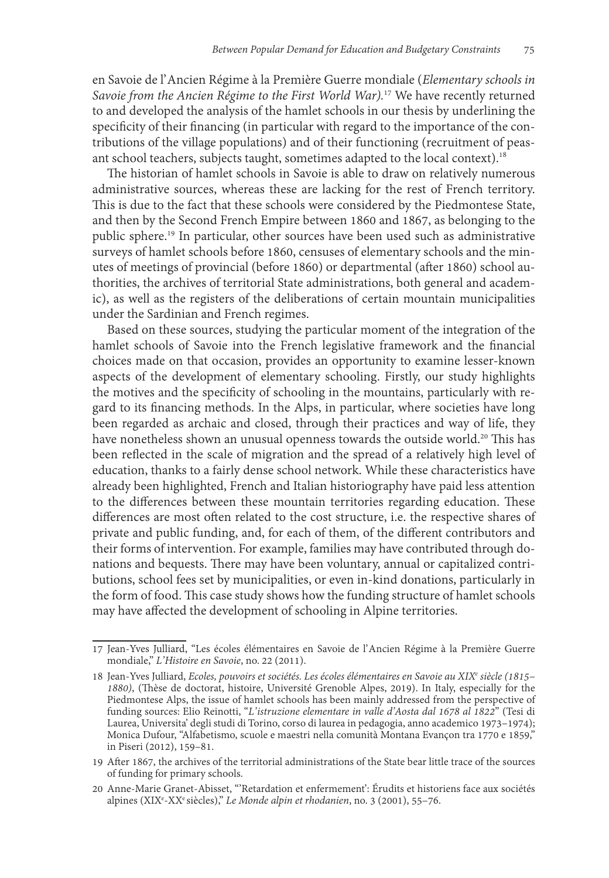en Savoie de l'Ancien Régime à la Première Guerre mondiale (*Elementary schools in Savoie from the Ancien Régime to the First World War).*[17] We have recently returned to and developed the analysis of the hamlet schools in our thesis by underlining the specificity of their financing (in particular with regard to the importance of the contributions of the village populations) and of their functioning (recruitment of peasant school teachers, subjects taught, sometimes adapted to the local context).[18]

The historian of hamlet schools in Savoie is able to draw on relatively numerous administrative sources, whereas these are lacking for the rest of French territory. This is due to the fact that these schools were considered by the Piedmontese State, and then by the Second French Empire between 1860 and 1867, as belonging to the public sphere.[19] In particular, other sources have been used such as administrative surveys of hamlet schools before 1860, censuses of elementary schools and the minutes of meetings of provincial (before 1860) or departmental (after 1860) school authorities, the archives of territorial State administrations, both general and academic), as well as the registers of the deliberations of certain mountain municipalities under the Sardinian and French regimes.

Based on these sources, studying the particular moment of the integration of the hamlet schools of Savoie into the French legislative framework and the financial choices made on that occasion, provides an opportunity to examine lesser-known aspects of the development of elementary schooling. Firstly, our study highlights the motives and the specificity of schooling in the mountains, particularly with regard to its financing methods. In the Alps, in particular, where societies have long been regarded as archaic and closed, through their practices and way of life, they have nonetheless shown an unusual openness towards the outside world.[20] This has been reflected in the scale of migration and the spread of a relatively high level of education, thanks to a fairly dense school network. While these characteristics have already been highlighted, French and Italian historiography have paid less attention to the differences between these mountain territories regarding education. These differences are most often related to the cost structure, i.e. the respective shares of private and public funding, and, for each of them, of the different contributors and their forms of intervention. For example, families may have contributed through donations and bequests. There may have been voluntary, annual or capitalized contributions, school fees set by municipalities, or even in-kind donations, particularly in the form of food. This case study shows how the funding structure of hamlet schools may have affected the development of schooling in Alpine territories.

---

17 Jean-Yves Julliard, "Les écoles élémentaires en Savoie de l'Ancien Régime à la Première Guerre mondiale," *L'Histoire en Savoie*, no. 22 (2011).

18 Jean-Yves Julliard, *Ecoles, pouvoirs et sociétés. Les écoles élémentaires en Savoie au XIX^e^ siècle (1815–1880)*, (Thèse de doctorat, histoire, Université Grenoble Alpes, 2019). In Italy, especially for the Piedmontese Alps, the issue of hamlet schools has been mainly addressed from the perspective of funding sources: Elio Reinotti, "*L'istruzione elementare in valle d'Aosta dal 1678 al 1822*" (Tesi di Laurea, Universita' degli studi di Torino, corso di laurea in pedagogia, anno academico 1973–1974); Monica Dufour, "Alfabetismo, scuole e maestri nella comunità Montana Evançon tra 1770 e 1859," in Piseri (2012), 159–81.

19 After 1867, the archives of the territorial administrations of the State bear little trace of the sources of funding for primary schools.

20 Anne-Marie Granet-Abisset, "'Retardation et enfermement': Érudits et historiens face aux sociétés alpines (XIX^e^-XX^e^ siècles)," *Le Monde alpin et rhodanien*, no. 3 (2001), 55–76.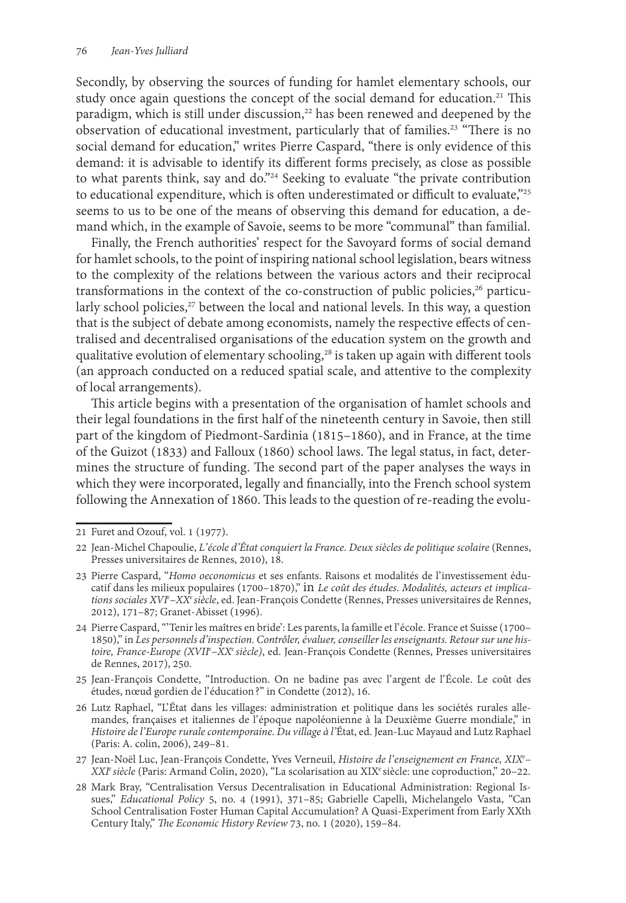Secondly, by observing the sources of funding for hamlet elementary schools, our study once again questions the concept of the social demand for education.[21] This paradigm, which is still under discussion,[22] has been renewed and deepened by the observation of educational investment, particularly that of families.[23] "There is no social demand for education," writes Pierre Caspard, "there is only evidence of this demand: it is advisable to identify its different forms precisely, as close as possible to what parents think, say and do."[24] Seeking to evaluate "the private contribution to educational expenditure, which is often underestimated or difficult to evaluate,"[25] seems to us to be one of the means of observing this demand for education, a demand which, in the example of Savoie, seems to be more "communal" than familial.

Finally, the French authorities' respect for the Savoyard forms of social demand for hamlet schools, to the point of inspiring national school legislation, bears witness to the complexity of the relations between the various actors and their reciprocal transformations in the context of the co-construction of public policies,[26] particularly school policies,[27] between the local and national levels. In this way, a question that is the subject of debate among economists, namely the respective effects of centralised and decentralised organisations of the education system on the growth and qualitative evolution of elementary schooling,[28] is taken up again with different tools (an approach conducted on a reduced spatial scale, and attentive to the complexity of local arrangements).

This article begins with a presentation of the organisation of hamlet schools and their legal foundations in the first half of the nineteenth century in Savoie, then still part of the kingdom of Piedmont-Sardinia (1815–1860), and in France, at the time of the Guizot (1833) and Falloux (1860) school laws. The legal status, in fact, determines the structure of funding. The second part of the paper analyses the ways in which they were incorporated, legally and financially, into the French school system following the Annexation of 1860. This leads to the question of re-reading the evolu-

---

21 Furet and Ozouf, vol. 1 (1977).

22 Jean-Michel Chapoulie, *L'école d'État conquiert la France. Deux siècles de politique scolaire* (Rennes, Presses universitaires de Rennes, 2010), 18.

23 Pierre Caspard, "*Homo oeconomicus* et ses enfants. Raisons et modalités de l'investissement éducatif dans les milieux populaires (1700–1870)," in *Le coût des études. Modalités, acteurs et implications sociales XVIe–XXe siècle*, ed. Jean-François Condette (Rennes, Presses universitaires de Rennes, 2012), 171–87; Granet-Abisset (1996).

24 Pierre Caspard, "'Tenir les maîtres en bride': Les parents, la famille et l'école. France et Suisse (1700–1850)," in *Les personnels d'inspection. Contrôler, évaluer, conseiller les enseignants. Retour sur une histoire, France-Europe (XVIIe–XXe siècle)*, ed. Jean-François Condette (Rennes, Presses universitaires de Rennes, 2017), 250.

25 Jean-François Condette, "Introduction. On ne badine pas avec l'argent de l'École. Le coût des études, nœud gordien de l'éducation?" in Condette (2012), 16.

26 Lutz Raphael, "L'État dans les villages: administration et politique dans les sociétés rurales allemandes, françaises et italiennes de l'époque napoléonienne à la Deuxième Guerre mondiale," in *Histoire de l'Europe rurale contemporaine. Du village à l'*État, ed. Jean-Luc Mayaud and Lutz Raphael (Paris: A. colin, 2006), 249–81.

27 Jean-Noël Luc, Jean-François Condette, Yves Verneuil, *Histoire de l'enseignement en France, XIXe–XXIe siècle* (Paris: Armand Colin, 2020), "La scolarisation au XIXe siècle: une coproduction," 20–22.

28 Mark Bray, "Centralisation Versus Decentralisation in Educational Administration: Regional Issues," *Educational Policy* 5, no. 4 (1991), 371–85; Gabrielle Capelli, Michelangelo Vasta, "Can School Centralisation Foster Human Capital Accumulation? A Quasi-Experiment from Early XXth Century Italy," *The Economic History Review* 73, no. 1 (2020), 159–84.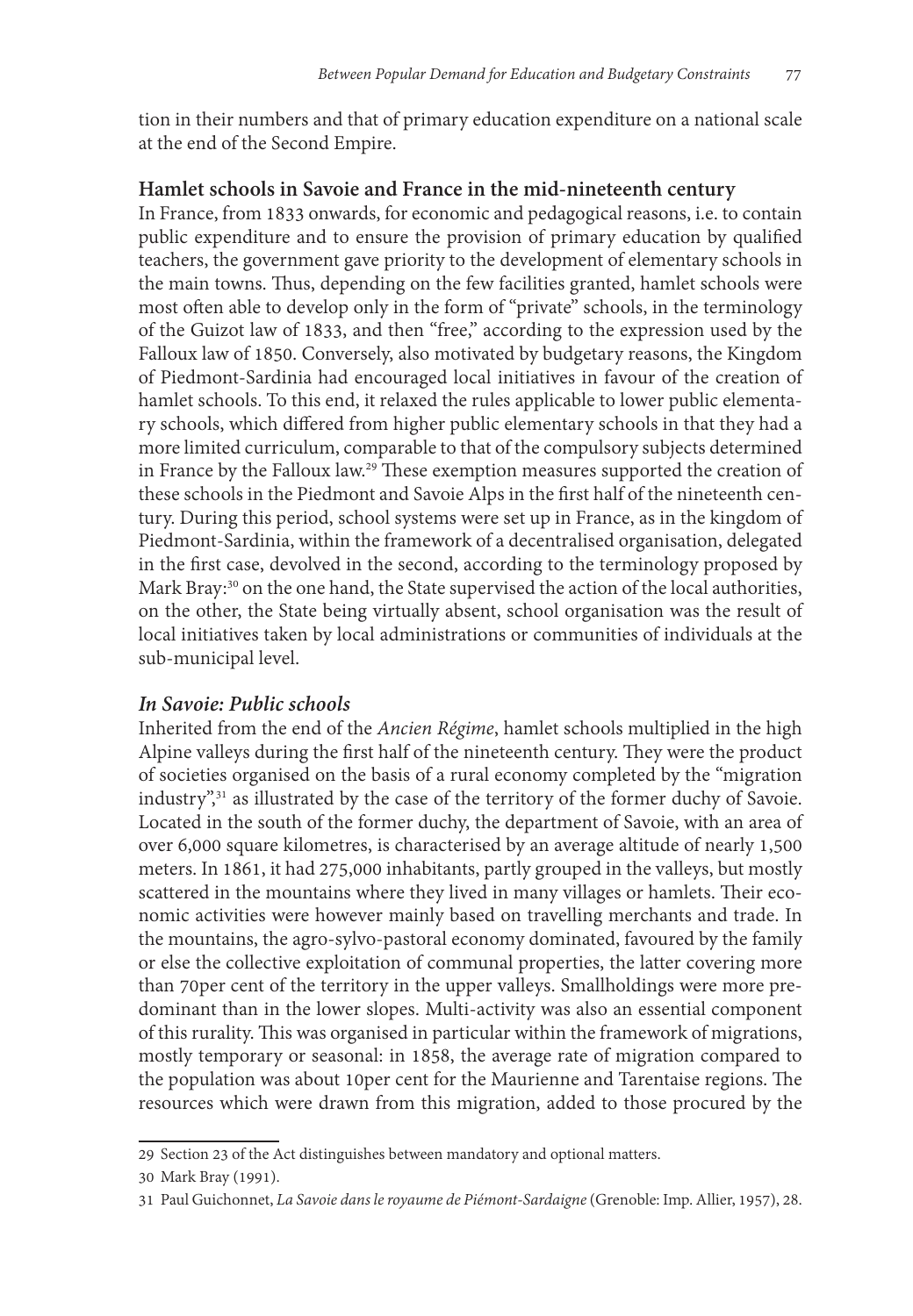tion in their numbers and that of primary education expenditure on a national scale at the end of the Second Empire.

## Hamlet schools in Savoie and France in the mid-nineteenth century

In France, from 1833 onwards, for economic and pedagogical reasons, i.e. to contain public expenditure and to ensure the provision of primary education by qualified teachers, the government gave priority to the development of elementary schools in the main towns. Thus, depending on the few facilities granted, hamlet schools were most often able to develop only in the form of "private" schools, in the terminology of the Guizot law of 1833, and then "free," according to the expression used by the Falloux law of 1850. Conversely, also motivated by budgetary reasons, the Kingdom of Piedmont-Sardinia had encouraged local initiatives in favour of the creation of hamlet schools. To this end, it relaxed the rules applicable to lower public elementary schools, which differed from higher public elementary schools in that they had a more limited curriculum, comparable to that of the compulsory subjects determined in France by the Falloux law.[29] These exemption measures supported the creation of these schools in the Piedmont and Savoie Alps in the first half of the nineteenth century. During this period, school systems were set up in France, as in the kingdom of Piedmont-Sardinia, within the framework of a decentralised organisation, delegated in the first case, devolved in the second, according to the terminology proposed by Mark Bray:[30] on the one hand, the State supervised the action of the local authorities, on the other, the State being virtually absent, school organisation was the result of local initiatives taken by local administrations or communities of individuals at the sub-municipal level.

### *In Savoie: Public schools*

Inherited from the end of the *Ancien Régime*, hamlet schools multiplied in the high Alpine valleys during the first half of the nineteenth century. They were the product of societies organised on the basis of a rural economy completed by the "migration industry",[31] as illustrated by the case of the territory of the former duchy of Savoie. Located in the south of the former duchy, the department of Savoie, with an area of over 6,000 square kilometres, is characterised by an average altitude of nearly 1,500 meters. In 1861, it had 275,000 inhabitants, partly grouped in the valleys, but mostly scattered in the mountains where they lived in many villages or hamlets. Their economic activities were however mainly based on travelling merchants and trade. In the mountains, the agro-sylvo-pastoral economy dominated, favoured by the family or else the collective exploitation of communal properties, the latter covering more than 70per cent of the territory in the upper valleys. Smallholdings were more predominant than in the lower slopes. Multi-activity was also an essential component of this rurality. This was organised in particular within the framework of migrations, mostly temporary or seasonal: in 1858, the average rate of migration compared to the population was about 10per cent for the Maurienne and Tarentaise regions. The resources which were drawn from this migration, added to those procured by the

---

29 Section 23 of the Act distinguishes between mandatory and optional matters.

30 Mark Bray (1991).

31 Paul Guichonnet, *La Savoie dans le royaume de Piémont-Sardaigne* (Grenoble: Imp. Allier, 1957), 28.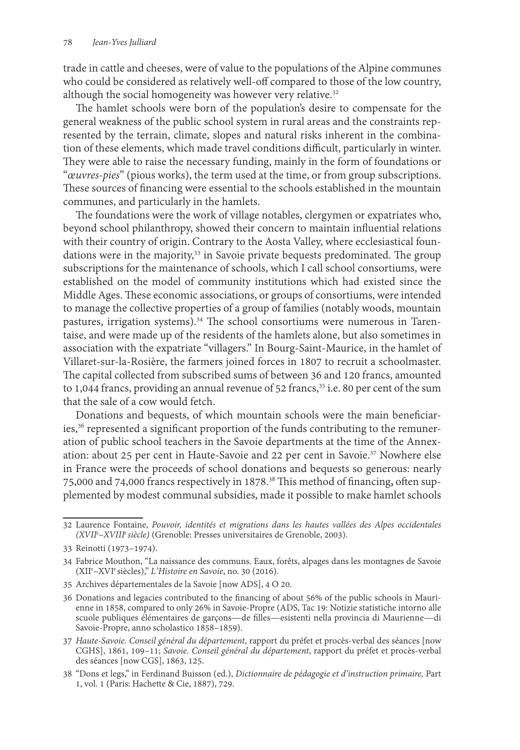trade in cattle and cheeses, were of value to the populations of the Alpine communes who could be considered as relatively well-off compared to those of the low country, although the social homogeneity was however very relative.[32]

The hamlet schools were born of the population's desire to compensate for the general weakness of the public school system in rural areas and the constraints represented by the terrain, climate, slopes and natural risks inherent in the combination of these elements, which made travel conditions difficult, particularly in winter. They were able to raise the necessary funding, mainly in the form of foundations or "*œuvres-pies*" (pious works), the term used at the time, or from group subscriptions. These sources of financing were essential to the schools established in the mountain communes, and particularly in the hamlets.

The foundations were the work of village notables, clergymen or expatriates who, beyond school philanthropy, showed their concern to maintain influential relations with their country of origin. Contrary to the Aosta Valley, where ecclesiastical foundations were in the majority,[33] in Savoie private bequests predominated. The group subscriptions for the maintenance of schools, which I call school consortiums, were established on the model of community institutions which had existed since the Middle Ages. These economic associations, or groups of consortiums, were intended to manage the collective properties of a group of families (notably woods, mountain pastures, irrigation systems).[34] The school consortiums were numerous in Tarentaise, and were made up of the residents of the hamlets alone, but also sometimes in association with the expatriate "villagers." In Bourg-Saint-Maurice, in the hamlet of Villaret-sur-la-Rosière, the farmers joined forces in 1807 to recruit a schoolmaster. The capital collected from subscribed sums of between 36 and 120 francs, amounted to 1,044 francs, providing an annual revenue of 52 francs,[35] i.e. 80 per cent of the sum that the sale of a cow would fetch.

Donations and bequests, of which mountain schools were the main beneficiaries,[36] represented a significant proportion of the funds contributing to the remuneration of public school teachers in the Savoie departments at the time of the Annexation: about 25 per cent in Haute-Savoie and 22 per cent in Savoie.[37] Nowhere else in France were the proceeds of school donations and bequests so generous: nearly 75,000 and 74,000 francs respectively in 1878.[38] This method of financing**,** often supplemented by modest communal subsidies, made it possible to make hamlet schools

---

32 Laurence Fontaine, *Pouvoir, identités et migrations dans les hautes vallées des Alpes occidentales (XVII*e*–XVIII*e *siècle)* (Grenoble: Presses universitaires de Grenoble, 2003).

33 Reinotti (1973–1974).

34 Fabrice Mouthon, "La naissance des communs. Eaux, forêts, alpages dans les montagnes de Savoie (XIIe–XVIe siècles)," *L'Histoire en Savoie*, no. 30 (2016).

35 Archives départementales de la Savoie [now ADS], 4 O 20.

36 Donations and legacies contributed to the financing of about 56% of the public schools in Maurienne in 1858, compared to only 26% in Savoie-Propre (ADS, Tac 19: Notizie statistiche intorno alle scuole publiques élémentaires de garçons—de filles—esistenti nella provincia di Maurienne—di Savoie-Propre, anno scholastico 1858–1859).

37 *Haute-Savoie. Conseil général du département*, rapport du préfet et procès-verbal des séances [now CGHS], 1861, 109–11; *Savoie. Conseil général du département*, rapport du préfet et procès-verbal des séances [now CGS], 1863, 125.

38 "Dons et legs," in Ferdinand Buisson (ed.), *Dictionnaire de pédagogie et d'instruction primaire,* Part 1, vol. 1 (Paris: Hachette & Cie, 1887), 729.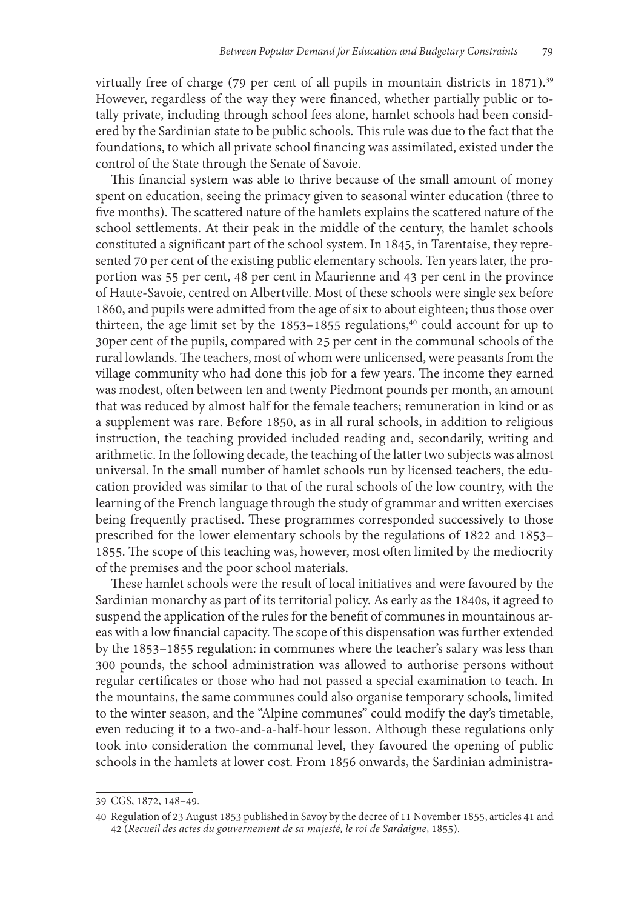virtually free of charge (79 per cent of all pupils in mountain districts in 1871).[39] However, regardless of the way they were financed, whether partially public or totally private, including through school fees alone, hamlet schools had been considered by the Sardinian state to be public schools. This rule was due to the fact that the foundations, to which all private school financing was assimilated, existed under the control of the State through the Senate of Savoie.

This financial system was able to thrive because of the small amount of money spent on education, seeing the primacy given to seasonal winter education (three to five months). The scattered nature of the hamlets explains the scattered nature of the school settlements. At their peak in the middle of the century, the hamlet schools constituted a significant part of the school system. In 1845, in Tarentaise, they represented 70 per cent of the existing public elementary schools. Ten years later, the proportion was 55 per cent, 48 per cent in Maurienne and 43 per cent in the province of Haute-Savoie, centred on Albertville. Most of these schools were single sex before 1860, and pupils were admitted from the age of six to about eighteen; thus those over thirteen, the age limit set by the 1853–1855 regulations,[40] could account for up to 30per cent of the pupils, compared with 25 per cent in the communal schools of the rural lowlands. The teachers, most of whom were unlicensed, were peasants from the village community who had done this job for a few years. The income they earned was modest, often between ten and twenty Piedmont pounds per month, an amount that was reduced by almost half for the female teachers; remuneration in kind or as a supplement was rare. Before 1850, as in all rural schools, in addition to religious instruction, the teaching provided included reading and, secondarily, writing and arithmetic. In the following decade, the teaching of the latter two subjects was almost universal. In the small number of hamlet schools run by licensed teachers, the education provided was similar to that of the rural schools of the low country, with the learning of the French language through the study of grammar and written exercises being frequently practised. These programmes corresponded successively to those prescribed for the lower elementary schools by the regulations of 1822 and 1853–1855. The scope of this teaching was, however, most often limited by the mediocrity of the premises and the poor school materials.

These hamlet schools were the result of local initiatives and were favoured by the Sardinian monarchy as part of its territorial policy. As early as the 1840s, it agreed to suspend the application of the rules for the benefit of communes in mountainous areas with a low financial capacity. The scope of this dispensation was further extended by the 1853–1855 regulation: in communes where the teacher's salary was less than 300 pounds, the school administration was allowed to authorise persons without regular certificates or those who had not passed a special examination to teach. In the mountains, the same communes could also organise temporary schools, limited to the winter season, and the "Alpine communes" could modify the day's timetable, even reducing it to a two-and-a-half-hour lesson. Although these regulations only took into consideration the communal level, they favoured the opening of public schools in the hamlets at lower cost. From 1856 onwards, the Sardinian administra-

39 CGS, 1872, 148–49.

40 Regulation of 23 August 1853 published in Savoy by the decree of 11 November 1855, articles 41 and 42 (*Recueil des actes du gouvernement de sa majesté, le roi de Sardaigne*, 1855).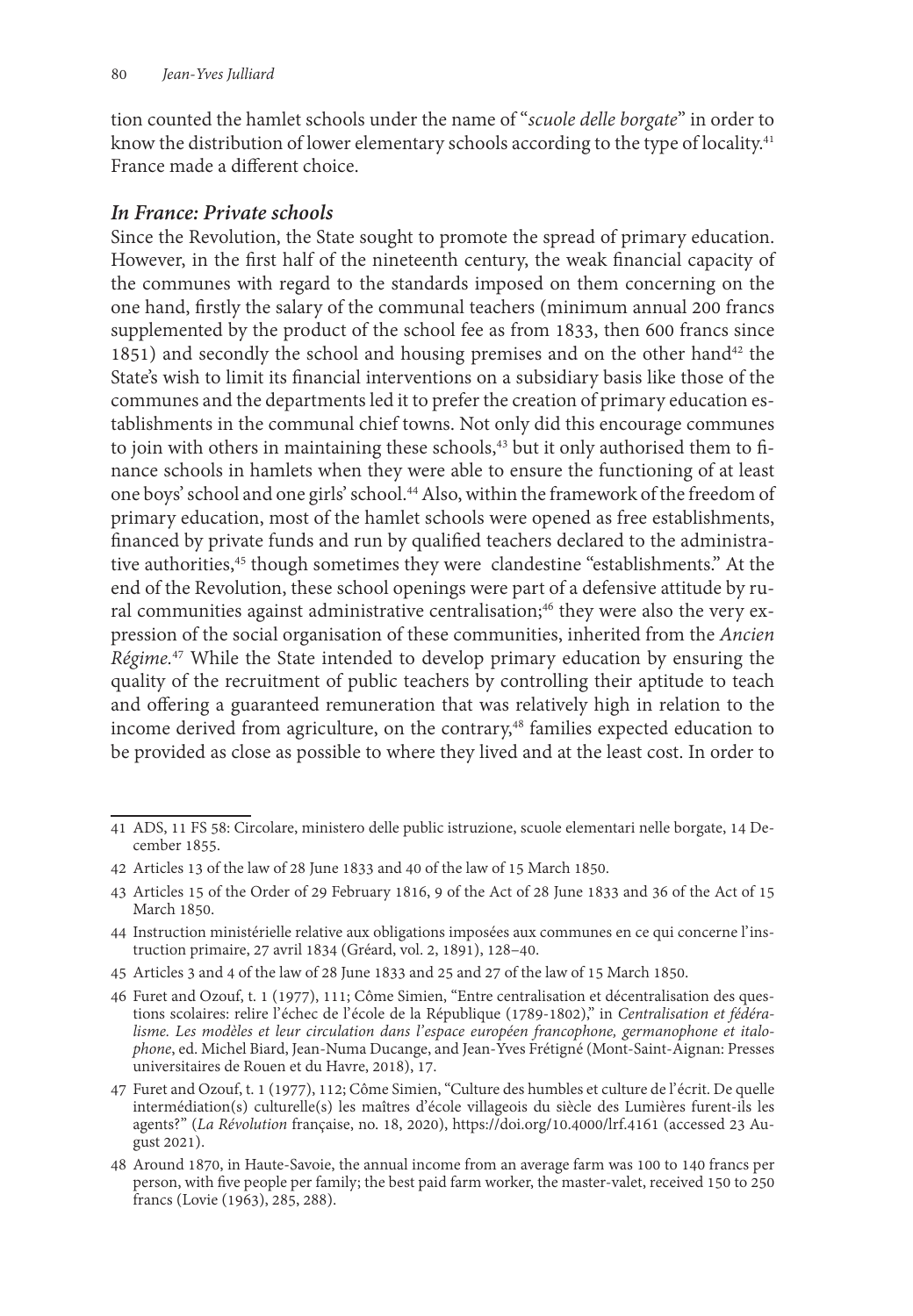tion counted the hamlet schools under the name of "*scuole delle borgate*" in order to know the distribution of lower elementary schools according to the type of locality.[41] France made a different choice.

### *In France: Private schools*

Since the Revolution, the State sought to promote the spread of primary education. However, in the first half of the nineteenth century, the weak financial capacity of the communes with regard to the standards imposed on them concerning on the one hand, firstly the salary of the communal teachers (minimum annual 200 francs supplemented by the product of the school fee as from 1833, then 600 francs since 1851) and secondly the school and housing premises and on the other hand[42] the State's wish to limit its financial interventions on a subsidiary basis like those of the communes and the departments led it to prefer the creation of primary education establishments in the communal chief towns. Not only did this encourage communes to join with others in maintaining these schools,[43] but it only authorised them to finance schools in hamlets when they were able to ensure the functioning of at least one boys' school and one girls' school.[44] Also, within the framework of the freedom of primary education, most of the hamlet schools were opened as free establishments, financed by private funds and run by qualified teachers declared to the administrative authorities,[45] though sometimes they were clandestine "establishments." At the end of the Revolution, these school openings were part of a defensive attitude by rural communities against administrative centralisation;[46] they were also the very expression of the social organisation of these communities, inherited from the *Ancien Régime.*[47] While the State intended to develop primary education by ensuring the quality of the recruitment of public teachers by controlling their aptitude to teach and offering a guaranteed remuneration that was relatively high in relation to the income derived from agriculture, on the contrary,[48] families expected education to be provided as close as possible to where they lived and at the least cost. In order to

---

41 ADS, 11 FS 58: Circolare, ministero delle public istruzione, scuole elementari nelle borgate, 14 December 1855.

42 Articles 13 of the law of 28 June 1833 and 40 of the law of 15 March 1850.

43 Articles 15 of the Order of 29 February 1816, 9 of the Act of 28 June 1833 and 36 of the Act of 15 March 1850.

44 Instruction ministérielle relative aux obligations imposées aux communes en ce qui concerne l'instruction primaire, 27 avril 1834 (Gréard, vol. 2, 1891), 128–40.

45 Articles 3 and 4 of the law of 28 June 1833 and 25 and 27 of the law of 15 March 1850.

46 Furet and Ozouf, t. 1 (1977), 111; Côme Simien, "Entre centralisation et décentralisation des questions scolaires: relire l'échec de l'école de la République (1789-1802)," in *Centralisation et fédéralisme. Les modèles et leur circulation dans l'espace européen francophone, germanophone et italophone*, ed. Michel Biard, Jean-Numa Ducange, and Jean-Yves Frétigné (Mont-Saint-Aignan: Presses universitaires de Rouen et du Havre, 2018), 17.

47 Furet and Ozouf, t. 1 (1977), 112; Côme Simien, "Culture des humbles et culture de l'écrit. De quelle intermédiation(s) culturelle(s) les maîtres d'école villageois du siècle des Lumières furent-ils les agents?" (*La Révolution* française, no. 18, 2020), https://doi.org/10.4000/lrf.4161 (accessed 23 August 2021).

48 Around 1870, in Haute-Savoie, the annual income from an average farm was 100 to 140 francs per person, with five people per family; the best paid farm worker, the master-valet, received 150 to 250 francs (Lovie (1963), 285, 288).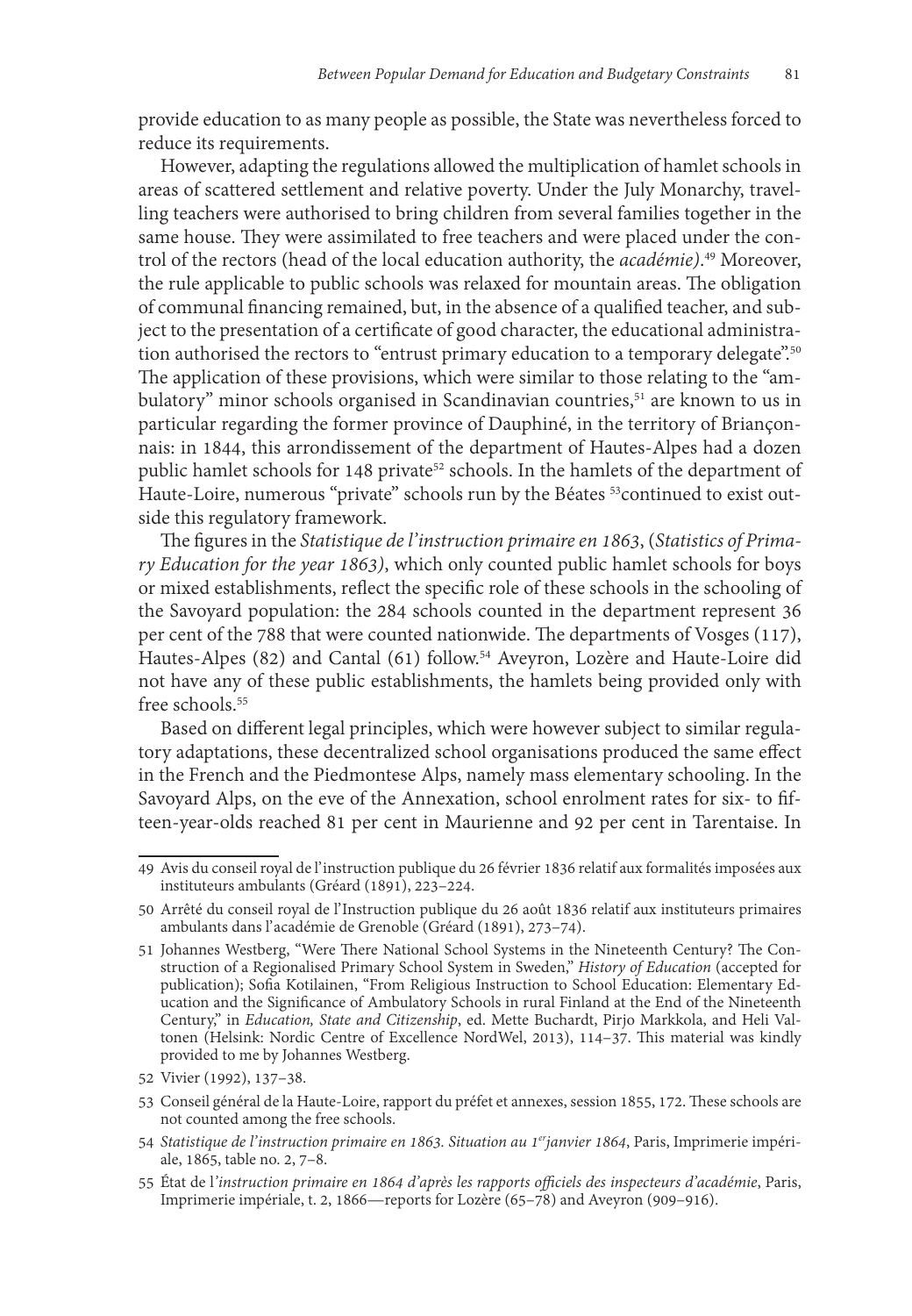provide education to as many people as possible, the State was nevertheless forced to reduce its requirements.

However, adapting the regulations allowed the multiplication of hamlet schools in areas of scattered settlement and relative poverty. Under the July Monarchy, travelling teachers were authorised to bring children from several families together in the same house. They were assimilated to free teachers and were placed under the control of the rectors (head of the local education authority, the *académie)*.[49] Moreover, the rule applicable to public schools was relaxed for mountain areas. The obligation of communal financing remained, but, in the absence of a qualified teacher, and subject to the presentation of a certificate of good character, the educational administration authorised the rectors to "entrust primary education to a temporary delegate".[50] The application of these provisions, which were similar to those relating to the "ambulatory" minor schools organised in Scandinavian countries,[51] are known to us in particular regarding the former province of Dauphiné, in the territory of Briançonnais: in 1844, this arrondissement of the department of Hautes-Alpes had a dozen public hamlet schools for 148 private[52] schools. In the hamlets of the department of Haute-Loire, numerous "private" schools run by the Béates [53]continued to exist outside this regulatory framework.

The figures in the *Statistique de l'instruction primaire en 1863*, (*Statistics of Primary Education for the year 1863)*, which only counted public hamlet schools for boys or mixed establishments, reflect the specific role of these schools in the schooling of the Savoyard population: the 284 schools counted in the department represent 36 per cent of the 788 that were counted nationwide. The departments of Vosges (117), Hautes-Alpes (82) and Cantal (61) follow.[54] Aveyron, Lozère and Haute-Loire did not have any of these public establishments, the hamlets being provided only with free schools.[55]

Based on different legal principles, which were however subject to similar regulatory adaptations, these decentralized school organisations produced the same effect in the French and the Piedmontese Alps, namely mass elementary schooling. In the Savoyard Alps, on the eve of the Annexation, school enrolment rates for six- to fifteen-year-olds reached 81 per cent in Maurienne and 92 per cent in Tarentaise. In

---

49 Avis du conseil royal de l'instruction publique du 26 février 1836 relatif aux formalités imposées aux instituteurs ambulants (Gréard (1891), 223–224.

50 Arrêté du conseil royal de l'Instruction publique du 26 août 1836 relatif aux instituteurs primaires ambulants dans l'académie de Grenoble (Gréard (1891), 273–74).

51 Johannes Westberg, "Were There National School Systems in the Nineteenth Century? The Construction of a Regionalised Primary School System in Sweden," *History of Education* (accepted for publication); Sofia Kotilainen, "From Religious Instruction to School Education: Elementary Education and the Significance of Ambulatory Schools in rural Finland at the End of the Nineteenth Century," in *Education, State and Citizenship*, ed. Mette Buchardt, Pirjo Markkola, and Heli Valtonen (Helsink: Nordic Centre of Excellence NordWel, 2013), 114–37. This material was kindly provided to me by Johannes Westberg.

52 Vivier (1992), 137–38.

53 Conseil général de la Haute-Loire, rapport du préfet et annexes, session 1855, 172. These schools are not counted among the free schools.

54 *Statistique de l'instruction primaire en 1863. Situation au 1er janvier 1864*, Paris, Imprimerie impériale, 1865, table no. 2, 7–8.

55 État de l'*instruction primaire en 1864 d'après les rapports officiels des inspecteurs d'académie*, Paris, Imprimerie impériale, t. 2, 1866—reports for Lozère (65–78) and Aveyron (909–916).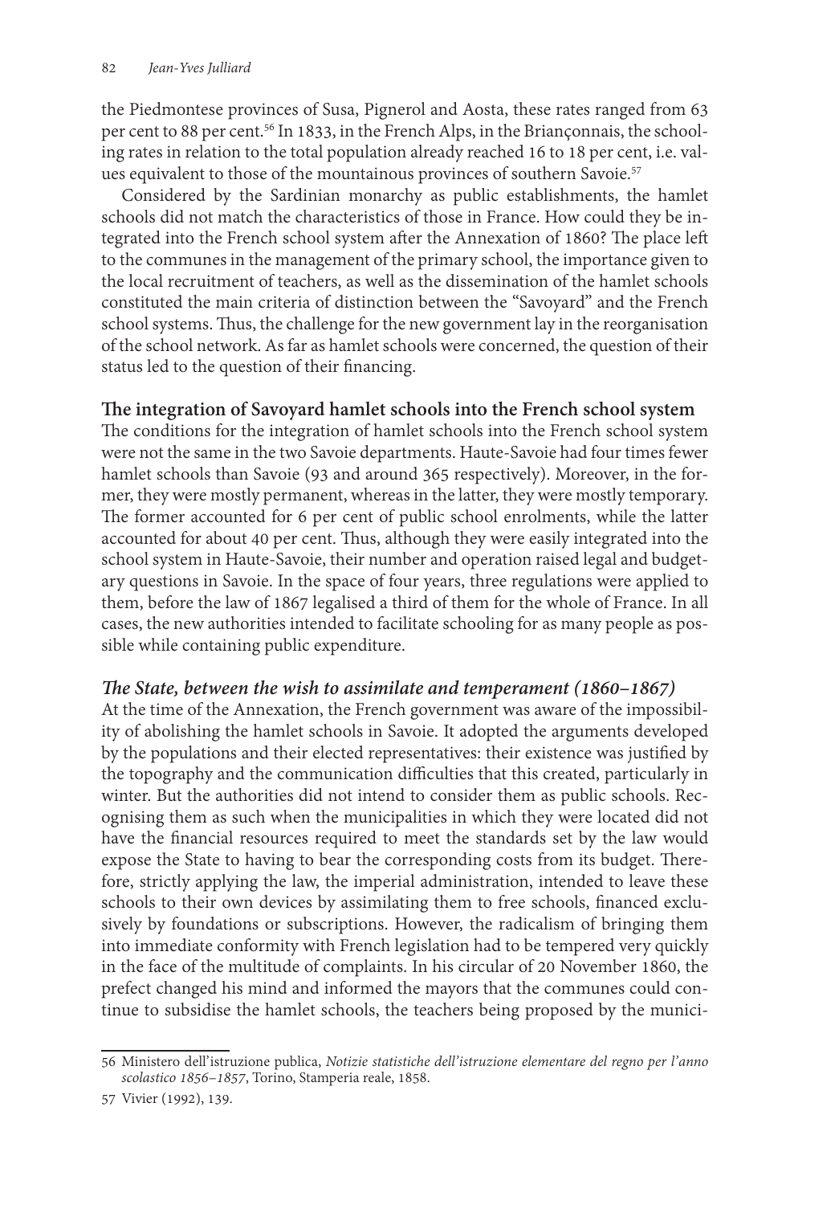the Piedmontese provinces of Susa, Pignerol and Aosta, these rates ranged from 63 per cent to 88 per cent.[56] In 1833, in the French Alps, in the Briançonnais, the schooling rates in relation to the total population already reached 16 to 18 per cent, i.e. values equivalent to those of the mountainous provinces of southern Savoie.[57]

Considered by the Sardinian monarchy as public establishments, the hamlet schools did not match the characteristics of those in France. How could they be integrated into the French school system after the Annexation of 1860? The place left to the communes in the management of the primary school, the importance given to the local recruitment of teachers, as well as the dissemination of the hamlet schools constituted the main criteria of distinction between the "Savoyard" and the French school systems. Thus, the challenge for the new government lay in the reorganisation of the school network. As far as hamlet schools were concerned, the question of their status led to the question of their financing.

## The integration of Savoyard hamlet schools into the French school system

The conditions for the integration of hamlet schools into the French school system were not the same in the two Savoie departments. Haute-Savoie had four times fewer hamlet schools than Savoie (93 and around 365 respectively). Moreover, in the former, they were mostly permanent, whereas in the latter, they were mostly temporary. The former accounted for 6 per cent of public school enrolments, while the latter accounted for about 40 per cent. Thus, although they were easily integrated into the school system in Haute-Savoie, their number and operation raised legal and budgetary questions in Savoie. In the space of four years, three regulations were applied to them, before the law of 1867 legalised a third of them for the whole of France. In all cases, the new authorities intended to facilitate schooling for as many people as possible while containing public expenditure.

### *The State, between the wish to assimilate and temperament (1860–1867)*

At the time of the Annexation, the French government was aware of the impossibility of abolishing the hamlet schools in Savoie. It adopted the arguments developed by the populations and their elected representatives: their existence was justified by the topography and the communication difficulties that this created, particularly in winter. But the authorities did not intend to consider them as public schools. Recognising them as such when the municipalities in which they were located did not have the financial resources required to meet the standards set by the law would expose the State to having to bear the corresponding costs from its budget. Therefore, strictly applying the law, the imperial administration, intended to leave these schools to their own devices by assimilating them to free schools, financed exclusively by foundations or subscriptions. However, the radicalism of bringing them into immediate conformity with French legislation had to be tempered very quickly in the face of the multitude of complaints. In his circular of 20 November 1860, the prefect changed his mind and informed the mayors that the communes could continue to subsidise the hamlet schools, the teachers being proposed by the munici-

56 Ministero dell'istruzione publica, *Notizie statistiche dell'istruzione elementare del regno per l'anno scolastico 1856–1857*, Torino, Stamperia reale, 1858.

57 Vivier (1992), 139.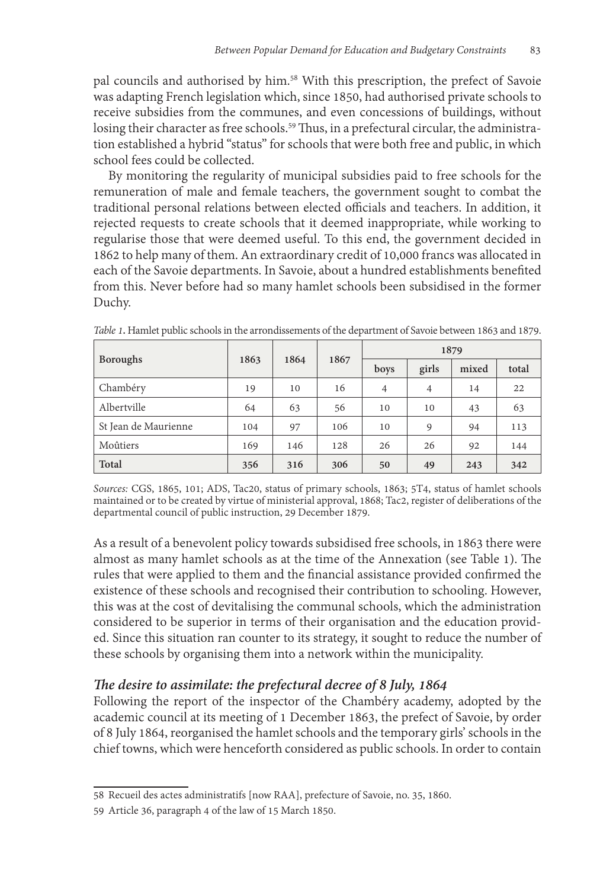pal councils and authorised by him.[58] With this prescription, the prefect of Savoie was adapting French legislation which, since 1850, had authorised private schools to receive subsidies from the communes, and even concessions of buildings, without losing their character as free schools.[59] Thus, in a prefectural circular, the administration established a hybrid "status" for schools that were both free and public, in which school fees could be collected.

By monitoring the regularity of municipal subsidies paid to free schools for the remuneration of male and female teachers, the government sought to combat the traditional personal relations between elected officials and teachers. In addition, it rejected requests to create schools that it deemed inappropriate, while working to regularise those that were deemed useful. To this end, the government decided in 1862 to help many of them. An extraordinary credit of 10,000 francs was allocated in each of the Savoie departments. In Savoie, about a hundred establishments benefited from this. Never before had so many hamlet schools been subsidised in the former Duchy.

*Table 1*. Hamlet public schools in the arrondissements of the department of Savoie between 1863 and 1879.

| Boroughs | 1863 | 1864 | 1867 | 1879 | | | |
|---|---|---|---|---|---|---|---|
| | | | | boys | girls | mixed | total |
| Chambéry | 19 | 10 | 16 | 4 | 4 | 14 | 22 |
| Albertville | 64 | 63 | 56 | 10 | 10 | 43 | 63 |
| St Jean de Maurienne | 104 | 97 | 106 | 10 | 9 | 94 | 113 |
| Moûtiers | 169 | 146 | 128 | 26 | 26 | 92 | 144 |
| **Total** | **356** | **316** | **306** | **50** | **49** | **243** | **342** |

*Sources:* CGS, 1865, 101; ADS, Tac20, status of primary schools, 1863; 5T4, status of hamlet schools maintained or to be created by virtue of ministerial approval, 1868; Tac2, register of deliberations of the departmental council of public instruction, 29 December 1879.

As a result of a benevolent policy towards subsidised free schools, in 1863 there were almost as many hamlet schools as at the time of the Annexation (see Table 1). The rules that were applied to them and the financial assistance provided confirmed the existence of these schools and recognised their contribution to schooling. However, this was at the cost of devitalising the communal schools, which the administration considered to be superior in terms of their organisation and the education provided. Since this situation ran counter to its strategy, it sought to reduce the number of these schools by organising them into a network within the municipality.

### *The desire to assimilate: the prefectural decree of 8 July, 1864*

Following the report of the inspector of the Chambéry academy, adopted by the academic council at its meeting of 1 December 1863, the prefect of Savoie, by order of 8 July 1864, reorganised the hamlet schools and the temporary girls' schools in the chief towns, which were henceforth considered as public schools. In order to contain

58 Recueil des actes administratifs [now RAA], prefecture of Savoie, no. 35, 1860.

59 Article 36, paragraph 4 of the law of 15 March 1850.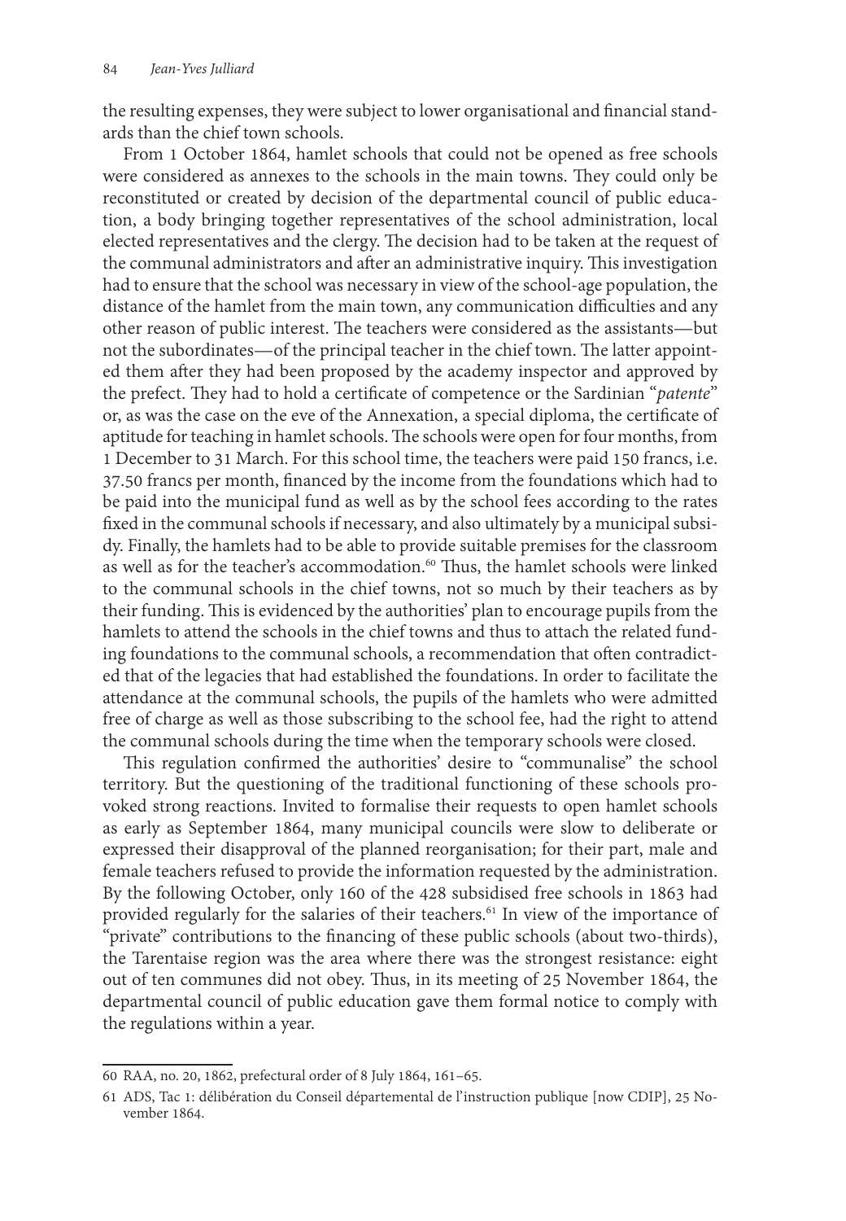the resulting expenses, they were subject to lower organisational and financial standards than the chief town schools.

From 1 October 1864, hamlet schools that could not be opened as free schools were considered as annexes to the schools in the main towns. They could only be reconstituted or created by decision of the departmental council of public education, a body bringing together representatives of the school administration, local elected representatives and the clergy. The decision had to be taken at the request of the communal administrators and after an administrative inquiry. This investigation had to ensure that the school was necessary in view of the school-age population, the distance of the hamlet from the main town, any communication difficulties and any other reason of public interest. The teachers were considered as the assistants—but not the subordinates—of the principal teacher in the chief town. The latter appointed them after they had been proposed by the academy inspector and approved by the prefect. They had to hold a certificate of competence or the Sardinian "*patente*" or, as was the case on the eve of the Annexation, a special diploma, the certificate of aptitude for teaching in hamlet schools. The schools were open for four months, from 1 December to 31 March. For this school time, the teachers were paid 150 francs, i.e. 37.50 francs per month, financed by the income from the foundations which had to be paid into the municipal fund as well as by the school fees according to the rates fixed in the communal schools if necessary, and also ultimately by a municipal subsidy. Finally, the hamlets had to be able to provide suitable premises for the classroom as well as for the teacher's accommodation.[60] Thus, the hamlet schools were linked to the communal schools in the chief towns, not so much by their teachers as by their funding. This is evidenced by the authorities' plan to encourage pupils from the hamlets to attend the schools in the chief towns and thus to attach the related funding foundations to the communal schools, a recommendation that often contradicted that of the legacies that had established the foundations. In order to facilitate the attendance at the communal schools, the pupils of the hamlets who were admitted free of charge as well as those subscribing to the school fee, had the right to attend the communal schools during the time when the temporary schools were closed.

This regulation confirmed the authorities' desire to "communalise" the school territory. But the questioning of the traditional functioning of these schools provoked strong reactions. Invited to formalise their requests to open hamlet schools as early as September 1864, many municipal councils were slow to deliberate or expressed their disapproval of the planned reorganisation; for their part, male and female teachers refused to provide the information requested by the administration. By the following October, only 160 of the 428 subsidised free schools in 1863 had provided regularly for the salaries of their teachers.[61] In view of the importance of "private" contributions to the financing of these public schools (about two-thirds), the Tarentaise region was the area where there was the strongest resistance: eight out of ten communes did not obey. Thus, in its meeting of 25 November 1864, the departmental council of public education gave them formal notice to comply with the regulations within a year.

60 RAA, no. 20, 1862, prefectural order of 8 July 1864, 161–65.

61 ADS, Tac 1: délibération du Conseil départemental de l'instruction publique [now CDIP], 25 November 1864.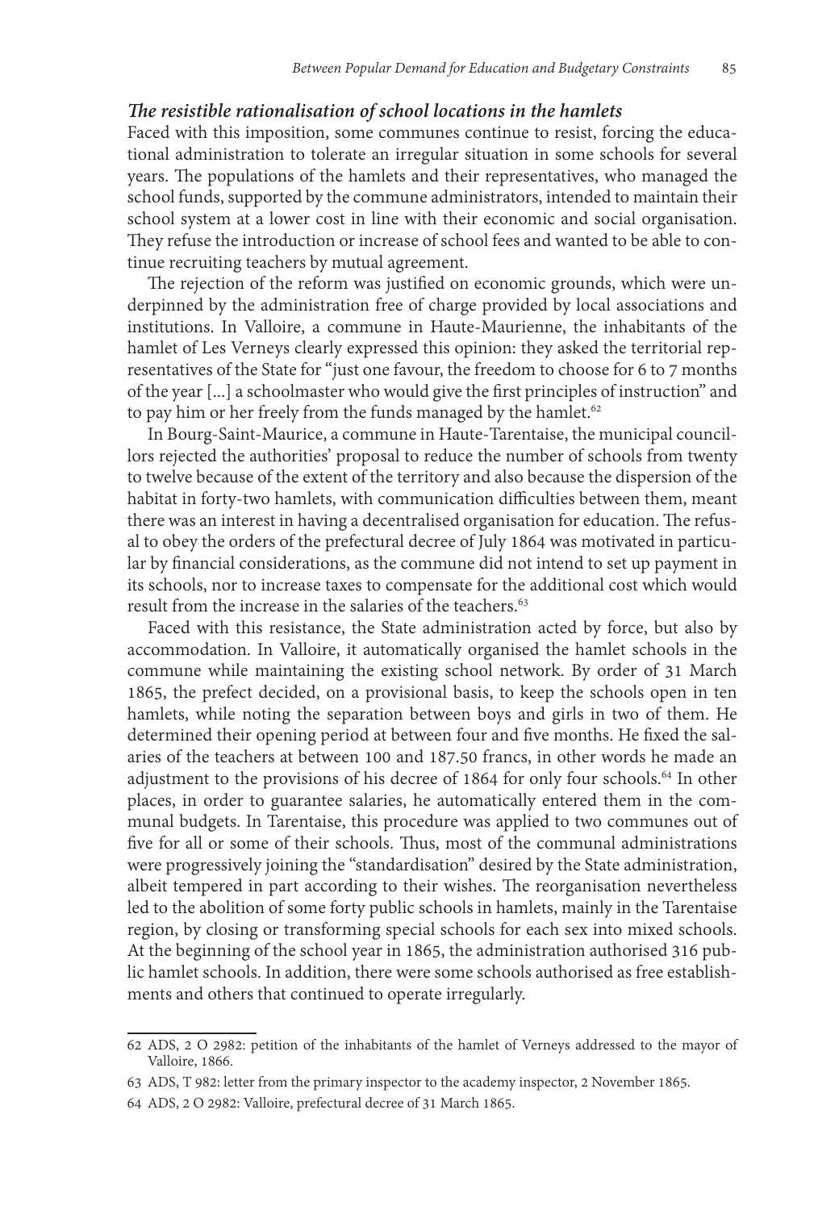### *The resistible rationalisation of school locations in the hamlets*

Faced with this imposition, some communes continue to resist, forcing the educational administration to tolerate an irregular situation in some schools for several years. The populations of the hamlets and their representatives, who managed the school funds, supported by the commune administrators, intended to maintain their school system at a lower cost in line with their economic and social organisation. They refuse the introduction or increase of school fees and wanted to be able to continue recruiting teachers by mutual agreement.

The rejection of the reform was justified on economic grounds, which were underpinned by the administration free of charge provided by local associations and institutions. In Valloire, a commune in Haute-Maurienne, the inhabitants of the hamlet of Les Verneys clearly expressed this opinion: they asked the territorial representatives of the State for "just one favour, the freedom to choose for 6 to 7 months of the year [...] a schoolmaster who would give the first principles of instruction" and to pay him or her freely from the funds managed by the hamlet.[62]

In Bourg-Saint-Maurice, a commune in Haute-Tarentaise, the municipal councillors rejected the authorities' proposal to reduce the number of schools from twenty to twelve because of the extent of the territory and also because the dispersion of the habitat in forty-two hamlets, with communication difficulties between them, meant there was an interest in having a decentralised organisation for education. The refusal to obey the orders of the prefectural decree of July 1864 was motivated in particular by financial considerations, as the commune did not intend to set up payment in its schools, nor to increase taxes to compensate for the additional cost which would result from the increase in the salaries of the teachers.[63]

Faced with this resistance, the State administration acted by force, but also by accommodation. In Valloire, it automatically organised the hamlet schools in the commune while maintaining the existing school network. By order of 31 March 1865, the prefect decided, on a provisional basis, to keep the schools open in ten hamlets, while noting the separation between boys and girls in two of them. He determined their opening period at between four and five months. He fixed the salaries of the teachers at between 100 and 187.50 francs, in other words he made an adjustment to the provisions of his decree of 1864 for only four schools.[64] In other places, in order to guarantee salaries, he automatically entered them in the communal budgets. In Tarentaise, this procedure was applied to two communes out of five for all or some of their schools. Thus, most of the communal administrations were progressively joining the "standardisation" desired by the State administration, albeit tempered in part according to their wishes. The reorganisation nevertheless led to the abolition of some forty public schools in hamlets, mainly in the Tarentaise region, by closing or transforming special schools for each sex into mixed schools. At the beginning of the school year in 1865, the administration authorised 316 public hamlet schools. In addition, there were some schools authorised as free establishments and others that continued to operate irregularly.

---

62 ADS, 2 O 2982: petition of the inhabitants of the hamlet of Verneys addressed to the mayor of Valloire, 1866.

63 ADS, T 982: letter from the primary inspector to the academy inspector, 2 November 1865.

64 ADS, 2 O 2982: Valloire, prefectural decree of 31 March 1865.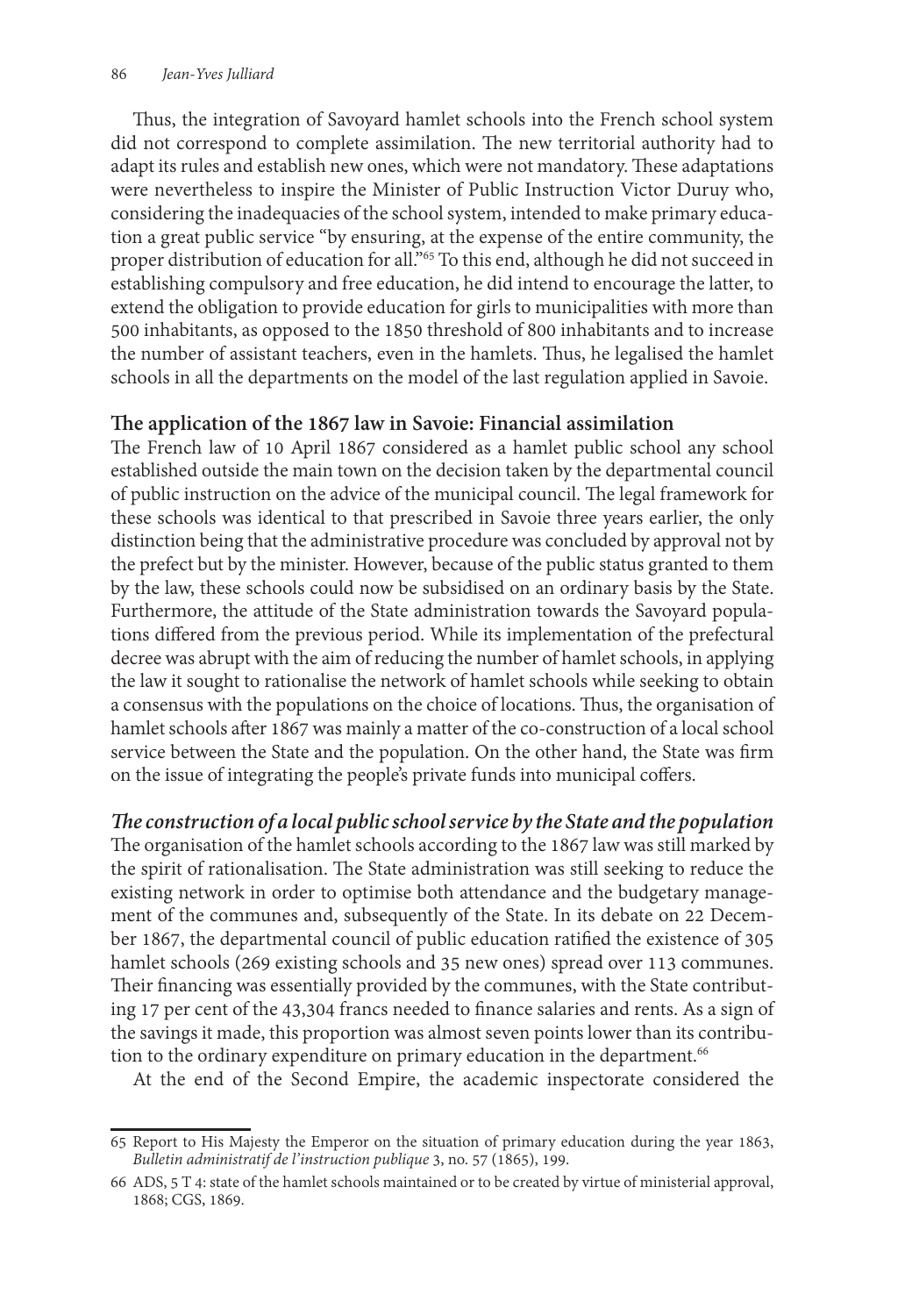Thus, the integration of Savoyard hamlet schools into the French school system did not correspond to complete assimilation. The new territorial authority had to adapt its rules and establish new ones, which were not mandatory. These adaptations were nevertheless to inspire the Minister of Public Instruction Victor Duruy who, considering the inadequacies of the school system, intended to make primary education a great public service "by ensuring, at the expense of the entire community, the proper distribution of education for all."[65] To this end, although he did not succeed in establishing compulsory and free education, he did intend to encourage the latter, to extend the obligation to provide education for girls to municipalities with more than 500 inhabitants, as opposed to the 1850 threshold of 800 inhabitants and to increase the number of assistant teachers, even in the hamlets. Thus, he legalised the hamlet schools in all the departments on the model of the last regulation applied in Savoie.

### The application of the 1867 law in Savoie: Financial assimilation

The French law of 10 April 1867 considered as a hamlet public school any school established outside the main town on the decision taken by the departmental council of public instruction on the advice of the municipal council. The legal framework for these schools was identical to that prescribed in Savoie three years earlier, the only distinction being that the administrative procedure was concluded by approval not by the prefect but by the minister. However, because of the public status granted to them by the law, these schools could now be subsidised on an ordinary basis by the State. Furthermore, the attitude of the State administration towards the Savoyard populations differed from the previous period. While its implementation of the prefectural decree was abrupt with the aim of reducing the number of hamlet schools, in applying the law it sought to rationalise the network of hamlet schools while seeking to obtain a consensus with the populations on the choice of locations. Thus, the organisation of hamlet schools after 1867 was mainly a matter of the co-construction of a local school service between the State and the population. On the other hand, the State was firm on the issue of integrating the people's private funds into municipal coffers.

#### *The construction of a local public school service by the State and the population*

The organisation of the hamlet schools according to the 1867 law was still marked by the spirit of rationalisation. The State administration was still seeking to reduce the existing network in order to optimise both attendance and the budgetary management of the communes and, subsequently of the State. In its debate on 22 December 1867, the departmental council of public education ratified the existence of 305 hamlet schools (269 existing schools and 35 new ones) spread over 113 communes. Their financing was essentially provided by the communes, with the State contributing 17 per cent of the 43,304 francs needed to finance salaries and rents. As a sign of the savings it made, this proportion was almost seven points lower than its contribution to the ordinary expenditure on primary education in the department.[66]

At the end of the Second Empire, the academic inspectorate considered the

---

65 Report to His Majesty the Emperor on the situation of primary education during the year 1863, *Bulletin administratif de l'instruction publique* 3, no. 57 (1865), 199.

66 ADS, 5 T 4: state of the hamlet schools maintained or to be created by virtue of ministerial approval, 1868; CGS, 1869.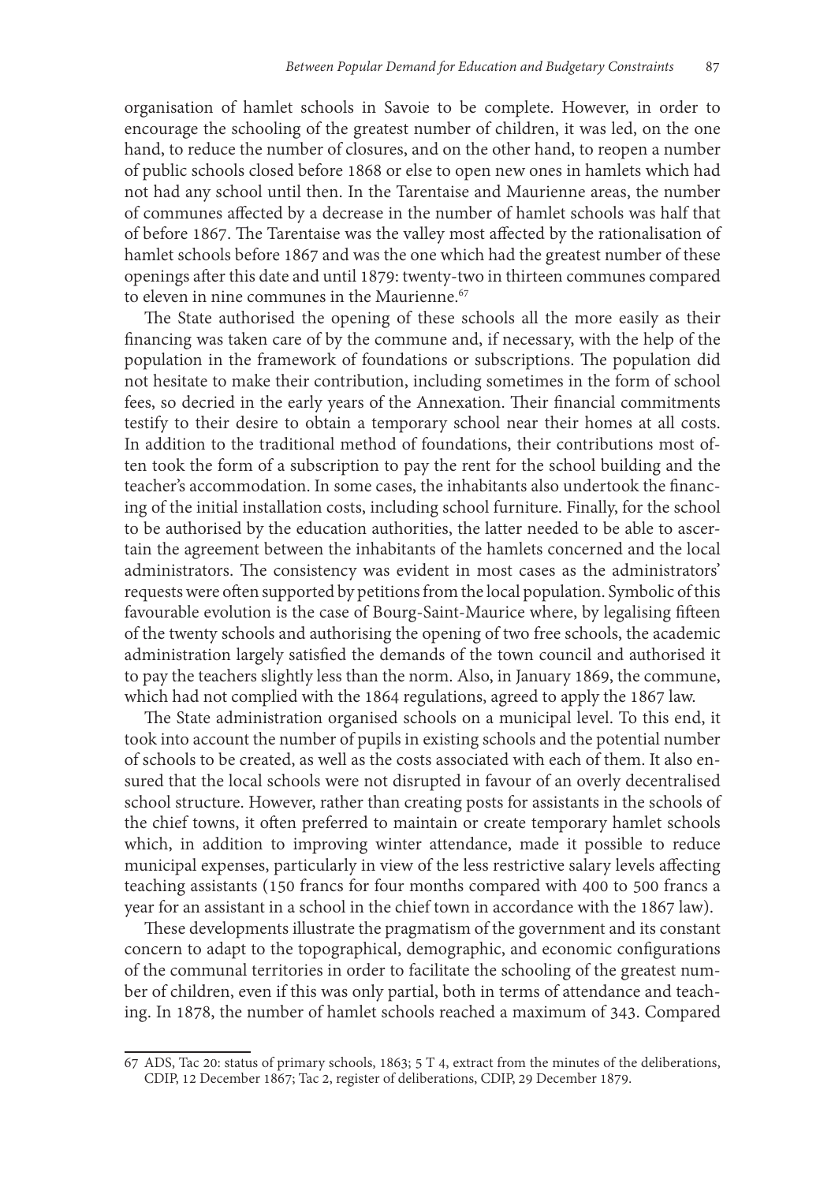organisation of hamlet schools in Savoie to be complete. However, in order to encourage the schooling of the greatest number of children, it was led, on the one hand, to reduce the number of closures, and on the other hand, to reopen a number of public schools closed before 1868 or else to open new ones in hamlets which had not had any school until then. In the Tarentaise and Maurienne areas, the number of communes affected by a decrease in the number of hamlet schools was half that of before 1867. The Tarentaise was the valley most affected by the rationalisation of hamlet schools before 1867 and was the one which had the greatest number of these openings after this date and until 1879: twenty-two in thirteen communes compared to eleven in nine communes in the Maurienne.[67]

The State authorised the opening of these schools all the more easily as their financing was taken care of by the commune and, if necessary, with the help of the population in the framework of foundations or subscriptions. The population did not hesitate to make their contribution, including sometimes in the form of school fees, so decried in the early years of the Annexation. Their financial commitments testify to their desire to obtain a temporary school near their homes at all costs. In addition to the traditional method of foundations, their contributions most often took the form of a subscription to pay the rent for the school building and the teacher's accommodation. In some cases, the inhabitants also undertook the financing of the initial installation costs, including school furniture. Finally, for the school to be authorised by the education authorities, the latter needed to be able to ascertain the agreement between the inhabitants of the hamlets concerned and the local administrators. The consistency was evident in most cases as the administrators' requests were often supported by petitions from the local population. Symbolic of this favourable evolution is the case of Bourg-Saint-Maurice where, by legalising fifteen of the twenty schools and authorising the opening of two free schools, the academic administration largely satisfied the demands of the town council and authorised it to pay the teachers slightly less than the norm. Also, in January 1869, the commune, which had not complied with the 1864 regulations, agreed to apply the 1867 law.

The State administration organised schools on a municipal level. To this end, it took into account the number of pupils in existing schools and the potential number of schools to be created, as well as the costs associated with each of them. It also ensured that the local schools were not disrupted in favour of an overly decentralised school structure. However, rather than creating posts for assistants in the schools of the chief towns, it often preferred to maintain or create temporary hamlet schools which, in addition to improving winter attendance, made it possible to reduce municipal expenses, particularly in view of the less restrictive salary levels affecting teaching assistants (150 francs for four months compared with 400 to 500 francs a year for an assistant in a school in the chief town in accordance with the 1867 law).

These developments illustrate the pragmatism of the government and its constant concern to adapt to the topographical, demographic, and economic configurations of the communal territories in order to facilitate the schooling of the greatest number of children, even if this was only partial, both in terms of attendance and teaching. In 1878, the number of hamlet schools reached a maximum of 343. Compared

67 ADS, Tac 20: status of primary schools, 1863; 5 T 4, extract from the minutes of the deliberations, CDIP, 12 December 1867; Tac 2, register of deliberations, CDIP, 29 December 1879.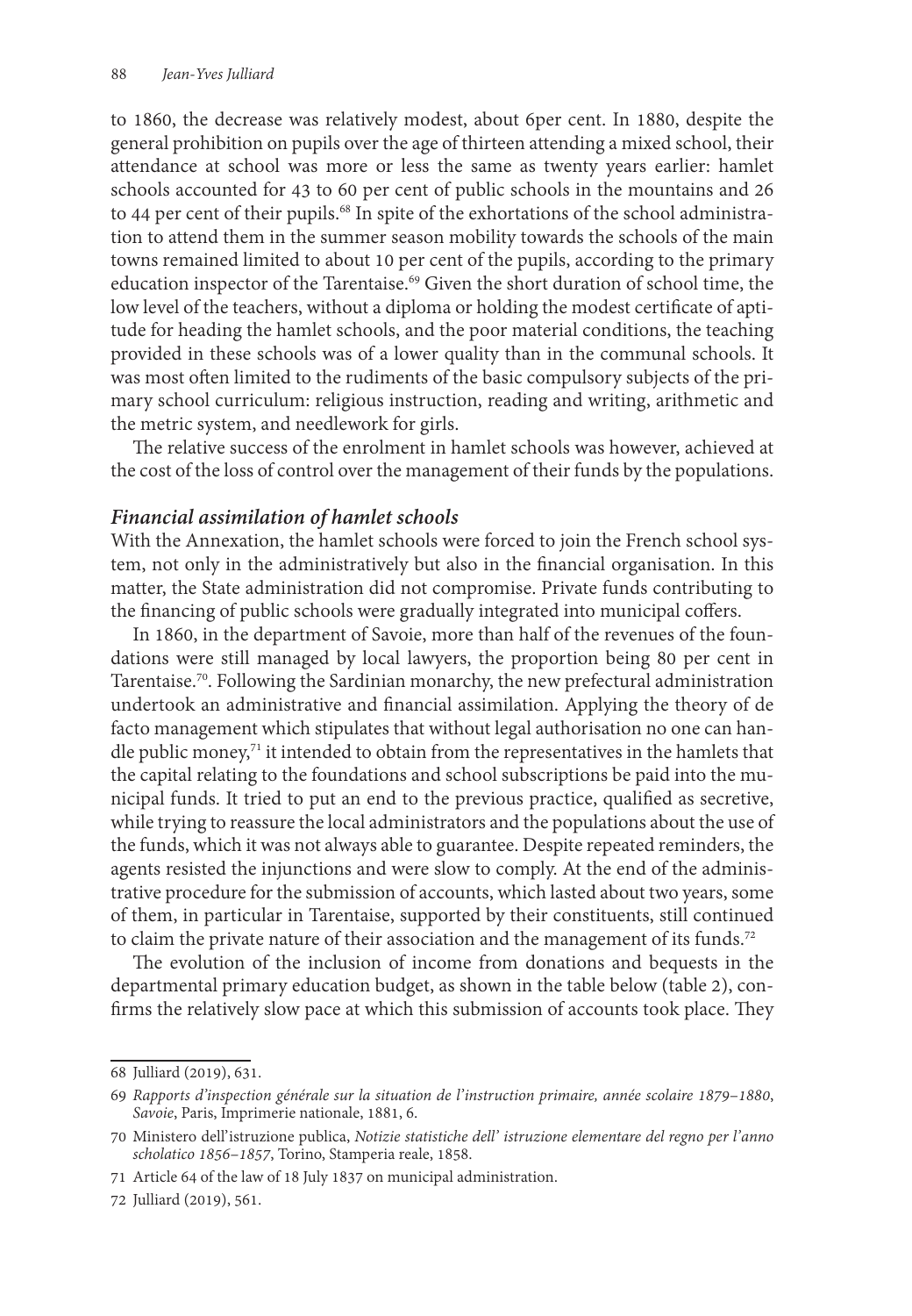to 1860, the decrease was relatively modest, about 6per cent. In 1880, despite the general prohibition on pupils over the age of thirteen attending a mixed school, their attendance at school was more or less the same as twenty years earlier: hamlet schools accounted for 43 to 60 per cent of public schools in the mountains and 26 to 44 per cent of their pupils.[68] In spite of the exhortations of the school administration to attend them in the summer season mobility towards the schools of the main towns remained limited to about 10 per cent of the pupils, according to the primary education inspector of the Tarentaise.[69] Given the short duration of school time, the low level of the teachers, without a diploma or holding the modest certificate of aptitude for heading the hamlet schools, and the poor material conditions, the teaching provided in these schools was of a lower quality than in the communal schools. It was most often limited to the rudiments of the basic compulsory subjects of the primary school curriculum: religious instruction, reading and writing, arithmetic and the metric system, and needlework for girls.

The relative success of the enrolment in hamlet schools was however, achieved at the cost of the loss of control over the management of their funds by the populations.

### *Financial assimilation of hamlet schools*

With the Annexation, the hamlet schools were forced to join the French school system, not only in the administratively but also in the financial organisation. In this matter, the State administration did not compromise. Private funds contributing to the financing of public schools were gradually integrated into municipal coffers.

In 1860, in the department of Savoie, more than half of the revenues of the foundations were still managed by local lawyers, the proportion being 80 per cent in Tarentaise.[70]. Following the Sardinian monarchy, the new prefectural administration undertook an administrative and financial assimilation. Applying the theory of de facto management which stipulates that without legal authorisation no one can handle public money,[71] it intended to obtain from the representatives in the hamlets that the capital relating to the foundations and school subscriptions be paid into the municipal funds. It tried to put an end to the previous practice, qualified as secretive, while trying to reassure the local administrators and the populations about the use of the funds, which it was not always able to guarantee. Despite repeated reminders, the agents resisted the injunctions and were slow to comply. At the end of the administrative procedure for the submission of accounts, which lasted about two years, some of them, in particular in Tarentaise, supported by their constituents, still continued to claim the private nature of their association and the management of its funds.[72]

The evolution of the inclusion of income from donations and bequests in the departmental primary education budget, as shown in the table below (table 2), confirms the relatively slow pace at which this submission of accounts took place. They

---

68 Julliard (2019), 631.

69 *Rapports d'inspection générale sur la situation de l'instruction primaire, année scolaire 1879–1880, Savoie*, Paris, Imprimerie nationale, 1881, 6.

70 Ministero dell'istruzione publica, *Notizie statistiche dell' istruzione elementare del regno per l'anno scholatico 1856–1857*, Torino, Stamperia reale, 1858.

71 Article 64 of the law of 18 July 1837 on municipal administration.

72 Julliard (2019), 561.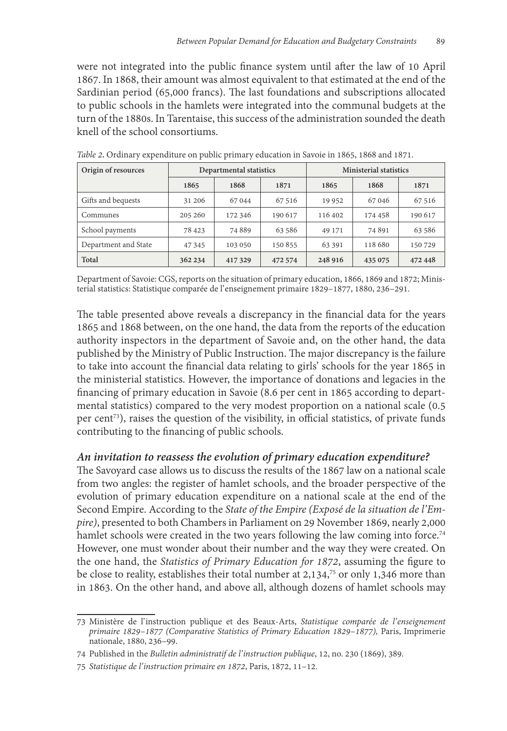were not integrated into the public finance system until after the law of 10 April 1867. In 1868, their amount was almost equivalent to that estimated at the end of the Sardinian period (65,000 francs). The last foundations and subscriptions allocated to public schools in the hamlets were integrated into the communal budgets at the turn of the 1880s. In Tarentaise, this success of the administration sounded the death knell of the school consortiums.

*Table 2.* Ordinary expenditure on public primary education in Savoie in 1865, 1868 and 1871.

| Origin of resources | Departmental statistics | | | Ministerial statistics | | |
|---|---|---|---|---|---|---|
| | 1865 | 1868 | 1871 | 1865 | 1868 | 1871 |
| Gifts and bequests | 31 206 | 67 044 | 67 516 | 19 952 | 67 046 | 67 516 |
| Communes | 205 260 | 172 346 | 190 617 | 116 402 | 174 458 | 190 617 |
| School payments | 78 423 | 74 889 | 63 586 | 49 171 | 74 891 | 63 586 |
| Department and State | 47 345 | 103 050 | 150 855 | 63 391 | 118 680 | 150 729 |
| **Total** | **362 234** | **417 329** | **472 574** | **248 916** | **435 075** | **472 448** |

Department of Savoie: CGS, reports on the situation of primary education, 1866, 1869 and 1872; Ministerial statistics: Statistique comparée de l'enseignement primaire 1829–1877, 1880, 236–291.

The table presented above reveals a discrepancy in the financial data for the years 1865 and 1868 between, on the one hand, the data from the reports of the education authority inspectors in the department of Savoie and, on the other hand, the data published by the Ministry of Public Instruction. The major discrepancy is the failure to take into account the financial data relating to girls' schools for the year 1865 in the ministerial statistics. However, the importance of donations and legacies in the financing of primary education in Savoie (8.6 per cent in 1865 according to departmental statistics) compared to the very modest proportion on a national scale (0.5 per cent[73]), raises the question of the visibility, in official statistics, of private funds contributing to the financing of public schools.

### *An invitation to reassess the evolution of primary education expenditure?*

The Savoyard case allows us to discuss the results of the 1867 law on a national scale from two angles: the register of hamlet schools, and the broader perspective of the evolution of primary education expenditure on a national scale at the end of the Second Empire. According to the *State of the Empire (Exposé de la situation de l'Empire)*, presented to both Chambers in Parliament on 29 November 1869, nearly 2,000 hamlet schools were created in the two years following the law coming into force.[74] However, one must wonder about their number and the way they were created. On the one hand, the *Statistics of Primary Education for 1872*, assuming the figure to be close to reality, establishes their total number at 2,134,[75] or only 1,346 more than in 1863. On the other hand, and above all, although dozens of hamlet schools may

73 Ministère de l'instruction publique et des Beaux-Arts, *Statistique comparée de l'enseignement primaire 1829–1877 (Comparative Statistics of Primary Education 1829–1877),* Paris, Imprimerie nationale, 1880, 236–99.

74 Published in the *Bulletin administratif de l'instruction publique*, 12, no. 230 (1869), 389.

75 *Statistique de l'instruction primaire en 1872*, Paris, 1872, 11–12.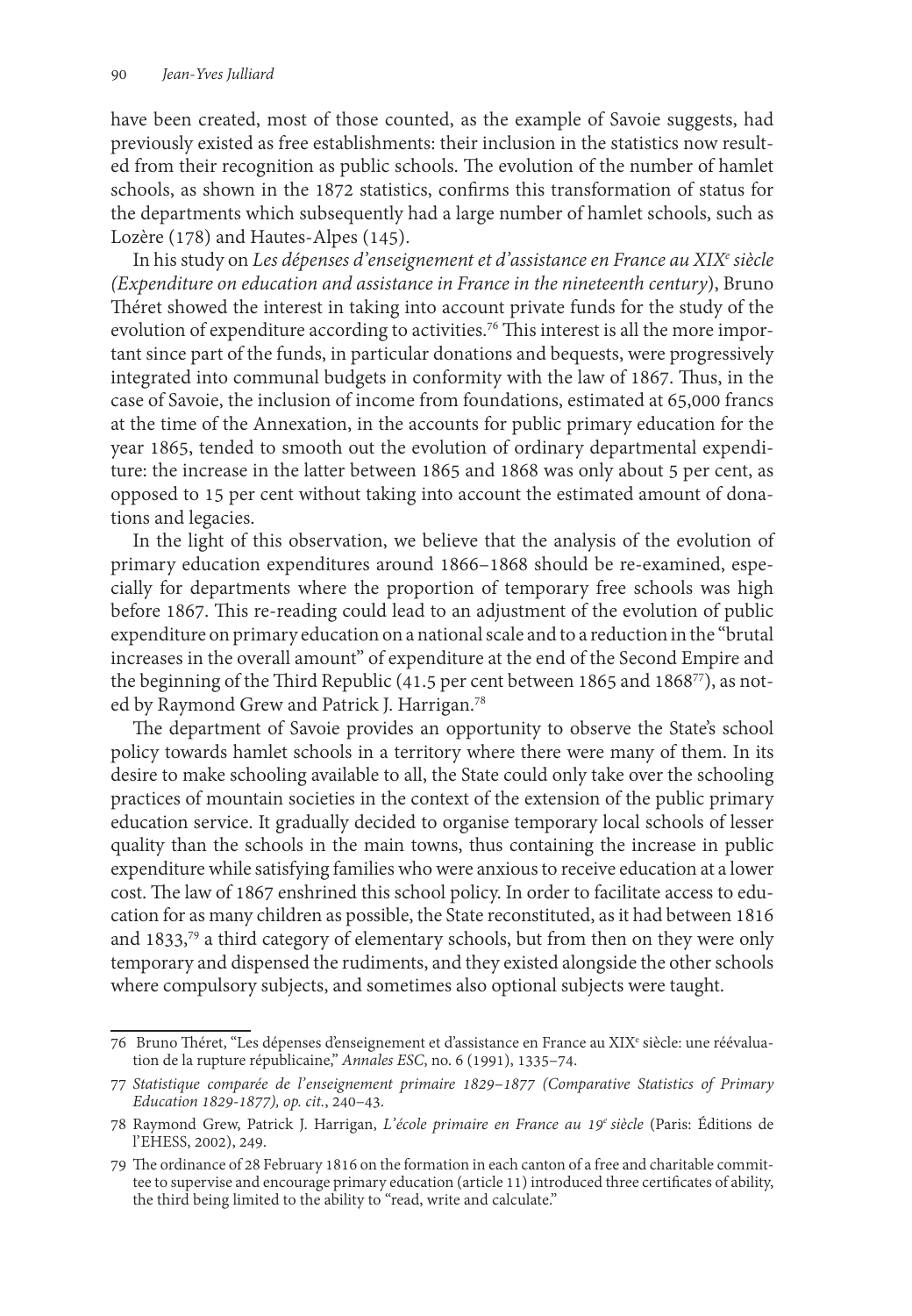have been created, most of those counted, as the example of Savoie suggests, had previously existed as free establishments: their inclusion in the statistics now resulted from their recognition as public schools. The evolution of the number of hamlet schools, as shown in the 1872 statistics, confirms this transformation of status for the departments which subsequently had a large number of hamlet schools, such as Lozère (178) and Hautes-Alpes (145).

In his study on *Les dépenses d'enseignement et d'assistance en France au XIX[e] siècle (Expenditure on education and assistance in France in the nineteenth century)*, Bruno Théret showed the interest in taking into account private funds for the study of the evolution of expenditure according to activities.[76] This interest is all the more important since part of the funds, in particular donations and bequests, were progressively integrated into communal budgets in conformity with the law of 1867. Thus, in the case of Savoie, the inclusion of income from foundations, estimated at 65,000 francs at the time of the Annexation, in the accounts for public primary education for the year 1865, tended to smooth out the evolution of ordinary departmental expenditure: the increase in the latter between 1865 and 1868 was only about 5 per cent, as opposed to 15 per cent without taking into account the estimated amount of donations and legacies.

In the light of this observation, we believe that the analysis of the evolution of primary education expenditures around 1866–1868 should be re-examined, especially for departments where the proportion of temporary free schools was high before 1867. This re-reading could lead to an adjustment of the evolution of public expenditure on primary education on a national scale and to a reduction in the "brutal increases in the overall amount" of expenditure at the end of the Second Empire and the beginning of the Third Republic (41.5 per cent between 1865 and 1868[77]), as noted by Raymond Grew and Patrick J. Harrigan.[78]

The department of Savoie provides an opportunity to observe the State's school policy towards hamlet schools in a territory where there were many of them. In its desire to make schooling available to all, the State could only take over the schooling practices of mountain societies in the context of the extension of the public primary education service. It gradually decided to organise temporary local schools of lesser quality than the schools in the main towns, thus containing the increase in public expenditure while satisfying families who were anxious to receive education at a lower cost. The law of 1867 enshrined this school policy. In order to facilitate access to education for as many children as possible, the State reconstituted, as it had between 1816 and 1833,[79] a third category of elementary schools, but from then on they were only temporary and dispensed the rudiments, and they existed alongside the other schools where compulsory subjects, and sometimes also optional subjects were taught.

---

76 Bruno Théret, "Les dépenses d'enseignement et d'assistance en France au XIX[e] siècle: une réévaluation de la rupture républicaine," *Annales ESC*, no. 6 (1991), 1335–74.

77 *Statistique comparée de l'enseignement primaire 1829–1877 (Comparative Statistics of Primary Education 1829-1877), op. cit.*, 240–43.

78 Raymond Grew, Patrick J. Harrigan, *L'école primaire en France au 19[e] siècle* (Paris: Éditions de l'EHESS, 2002), 249.

79 The ordinance of 28 February 1816 on the formation in each canton of a free and charitable committee to supervise and encourage primary education (article 11) introduced three certificates of ability, the third being limited to the ability to "read, write and calculate."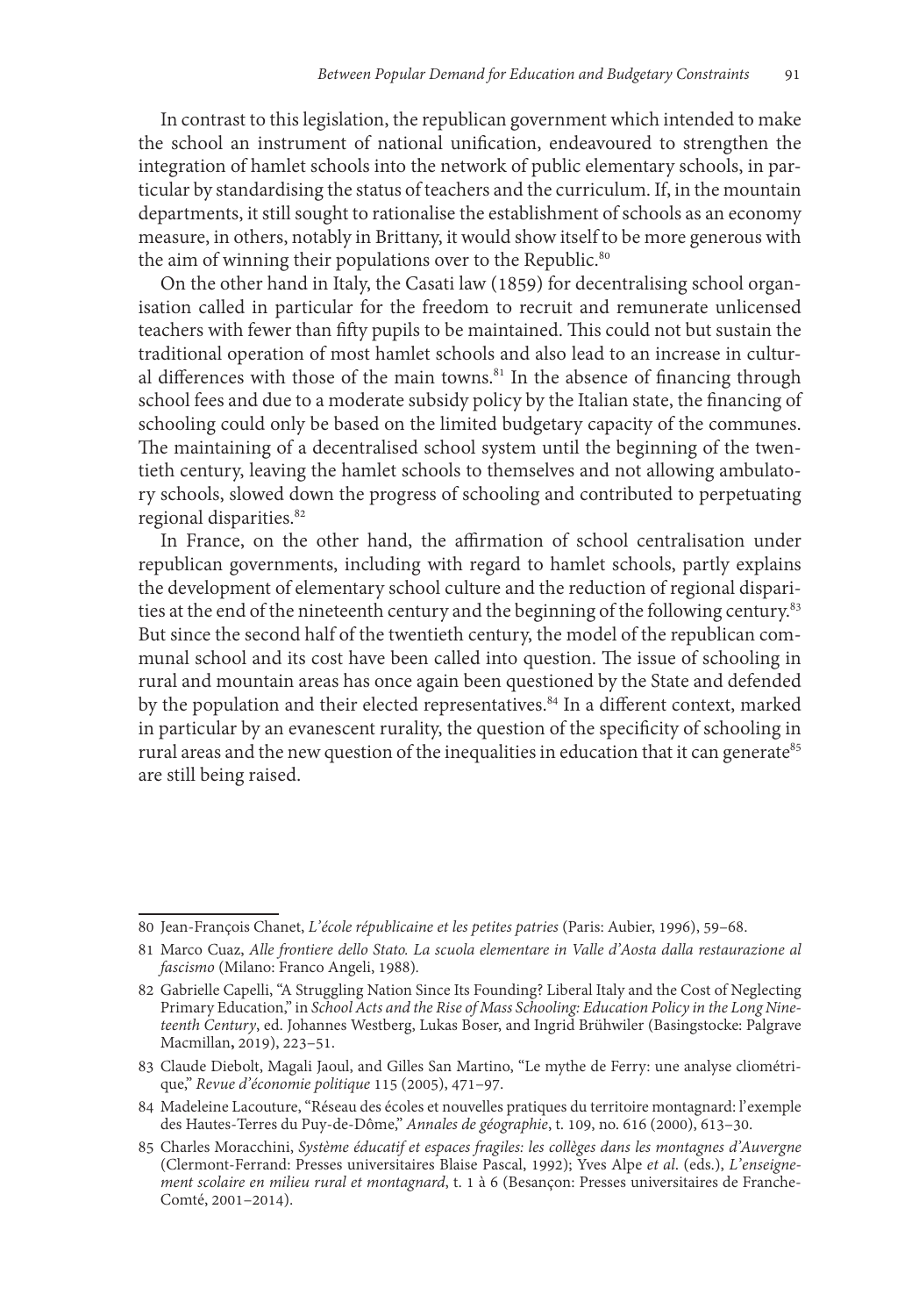In contrast to this legislation, the republican government which intended to make the school an instrument of national unification, endeavoured to strengthen the integration of hamlet schools into the network of public elementary schools, in particular by standardising the status of teachers and the curriculum. If, in the mountain departments, it still sought to rationalise the establishment of schools as an economy measure, in others, notably in Brittany, it would show itself to be more generous with the aim of winning their populations over to the Republic.[80]

On the other hand in Italy, the Casati law (1859) for decentralising school organisation called in particular for the freedom to recruit and remunerate unlicensed teachers with fewer than fifty pupils to be maintained. This could not but sustain the traditional operation of most hamlet schools and also lead to an increase in cultural differences with those of the main towns.[81] In the absence of financing through school fees and due to a moderate subsidy policy by the Italian state, the financing of schooling could only be based on the limited budgetary capacity of the communes. The maintaining of a decentralised school system until the beginning of the twentieth century, leaving the hamlet schools to themselves and not allowing ambulatory schools, slowed down the progress of schooling and contributed to perpetuating regional disparities.[82]

In France, on the other hand, the affirmation of school centralisation under republican governments, including with regard to hamlet schools, partly explains the development of elementary school culture and the reduction of regional disparities at the end of the nineteenth century and the beginning of the following century.[83] But since the second half of the twentieth century, the model of the republican communal school and its cost have been called into question. The issue of schooling in rural and mountain areas has once again been questioned by the State and defended by the population and their elected representatives.[84] In a different context, marked in particular by an evanescent rurality, the question of the specificity of schooling in rural areas and the new question of the inequalities in education that it can generate[85] are still being raised.

---

80 Jean-François Chanet, *L'école républicaine et les petites patries* (Paris: Aubier, 1996), 59–68.

81 Marco Cuaz, *Alle frontiere dello Stato. La scuola elementare in Valle d'Aosta dalla restaurazione al fascismo* (Milano: Franco Angeli, 1988).

82 Gabrielle Capelli, "A Struggling Nation Since Its Founding? Liberal Italy and the Cost of Neglecting Primary Education," in *School Acts and the Rise of Mass Schooling: Education Policy in the Long Nineteenth Century*, ed. Johannes Westberg, Lukas Boser, and Ingrid Brühwiler (Basingstoke: Palgrave Macmillan**,** 2019), 223–51.

83 Claude Diebolt, Magali Jaoul, and Gilles San Martino, "Le mythe de Ferry: une analyse cliométrique," *Revue d'économie politique* 115 (2005), 471–97.

84 Madeleine Lacouture, "Réseau des écoles et nouvelles pratiques du territoire montagnard: l'exemple des Hautes-Terres du Puy-de-Dôme," *Annales de géographie*, t. 109, no. 616 (2000), 613–30.

85 Charles Moracchini, *Système éducatif et espaces fragiles: les collèges dans les montagnes d'Auvergne* (Clermont-Ferrand: Presses universitaires Blaise Pascal, 1992); Yves Alpe *et al*. (eds.), *L'enseignement scolaire en milieu rural et montagnard*, t. 1 à 6 (Besançon: Presses universitaires de Franche-Comté, 2001–2014).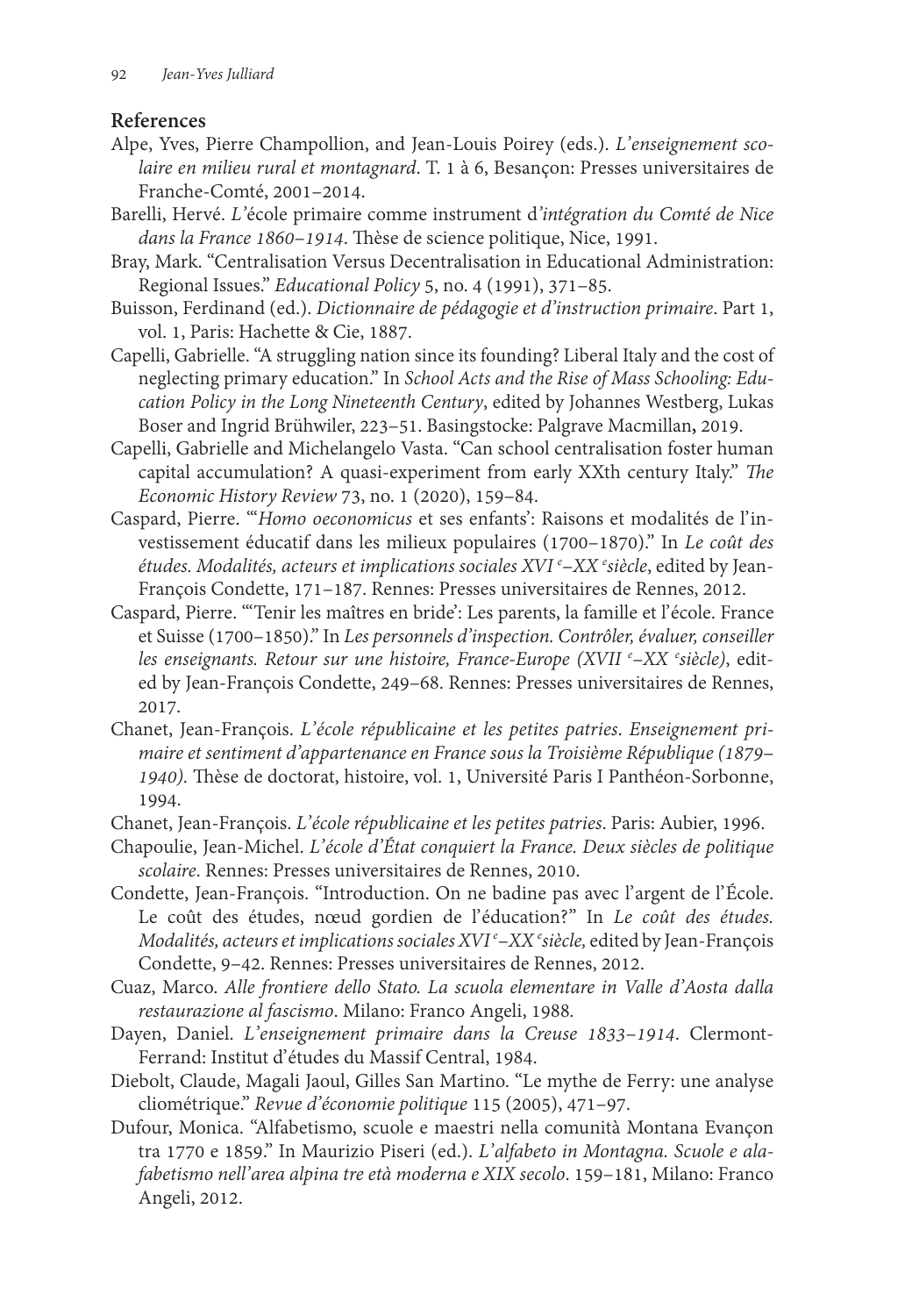## References

Alpe, Yves, Pierre Champollion, and Jean-Louis Poirey (eds.). *L'enseignement scolaire en milieu rural et montagnard*. T. 1 à 6, Besançon: Presses universitaires de Franche-Comté, 2001–2014.

Barelli, Hervé. *L'*école primaire comme instrument d*'intégration du Comté de Nice dans la France 1860–1914*. Thèse de science politique, Nice, 1991.

Bray, Mark. "Centralisation Versus Decentralisation in Educational Administration: Regional Issues." *Educational Policy* 5, no. 4 (1991), 371–85.

Buisson, Ferdinand (ed.). *Dictionnaire de pédagogie et d'instruction primaire*. Part 1, vol. 1, Paris: Hachette & Cie, 1887.

Capelli, Gabrielle. "A struggling nation since its founding? Liberal Italy and the cost of neglecting primary education." In *School Acts and the Rise of Mass Schooling: Education Policy in the Long Nineteenth Century*, edited by Johannes Westberg, Lukas Boser and Ingrid Brühwiler, 223–51. Basingstocke: Palgrave Macmillan**,** 2019.

Capelli, Gabrielle and Michelangelo Vasta. "Can school centralisation foster human capital accumulation? A quasi-experiment from early XXth century Italy." *The Economic History Review* 73, no. 1 (2020), 159–84.

Caspard, Pierre. "'*Homo oeconomicus* et ses enfants': Raisons et modalités de l'investissement éducatif dans les milieux populaires (1700–1870)." In *Le coût des études. Modalités, acteurs et implications sociales XVI*[e]*–XX*[e]*siècle*, edited by Jean-François Condette, 171–187. Rennes: Presses universitaires de Rennes, 2012.

Caspard, Pierre. "'Tenir les maîtres en bride': Les parents, la famille et l'école. France et Suisse (1700–1850)." In *Les personnels d'inspection. Contrôler, évaluer, conseiller les enseignants. Retour sur une histoire, France-Europe (XVII* [e]*–XX* [e]*siècle)*, edited by Jean-François Condette, 249–68. Rennes: Presses universitaires de Rennes, 2017.

Chanet, Jean-François. *L'école républicaine et les petites patries. Enseignement primaire et sentiment d'appartenance en France sous la Troisième République (1879–1940).* Thèse de doctorat, histoire, vol. 1, Université Paris I Panthéon-Sorbonne, 1994.

Chanet, Jean-François. *L'école républicaine et les petites patries*. Paris: Aubier, 1996.

Chapoulie, Jean-Michel. *L'école d'État conquiert la France. Deux siècles de politique scolaire*. Rennes: Presses universitaires de Rennes, 2010.

Condette, Jean-François. "Introduction. On ne badine pas avec l'argent de l'École. Le coût des études, nœud gordien de l'éducation?" In *Le coût des études. Modalités, acteurs et implications sociales XVI*[e]*–XX*[e]*siècle,* edited by Jean-François Condette, 9–42. Rennes: Presses universitaires de Rennes, 2012.

Cuaz, Marco. *Alle frontiere dello Stato. La scuola elementare in Valle d'Aosta dalla restaurazione al fascismo*. Milano: Franco Angeli, 1988.

Dayen, Daniel. *L'enseignement primaire dans la Creuse 1833–1914*. Clermont-Ferrand: Institut d'études du Massif Central, 1984.

Diebolt, Claude, Magali Jaoul, Gilles San Martino. "Le mythe de Ferry: une analyse cliométrique." *Revue d'économie politique* 115 (2005), 471–97.

Dufour, Monica. "Alfabetismo, scuole e maestri nella comunità Montana Evançon tra 1770 e 1859." In Maurizio Piseri (ed.). *L'alfabeto in Montagna. Scuole e alafabetismo nell'area alpina tre età moderna e XIX secolo*. 159–181, Milano: Franco Angeli, 2012.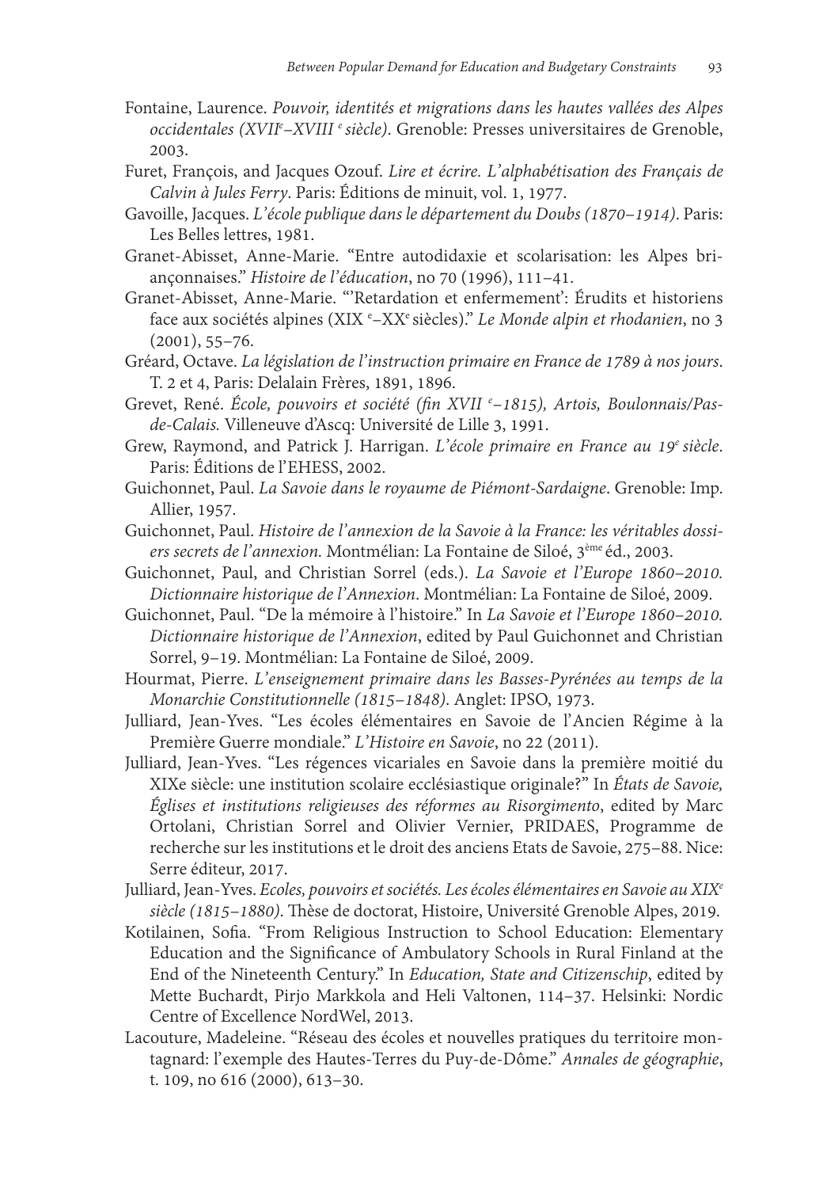Fontaine, Laurence. *Pouvoir, identités et migrations dans les hautes vallées des Alpes occidentales (XVIIe–XVIII e siècle)*. Grenoble: Presses universitaires de Grenoble, 2003.

Furet, François, and Jacques Ozouf. *Lire et écrire. L'alphabétisation des Français de Calvin à Jules Ferry*. Paris: Éditions de minuit, vol. 1, 1977.

Gavoille, Jacques. *L'école publique dans le département du Doubs (1870–1914)*. Paris: Les Belles lettres, 1981.

Granet-Abisset, Anne-Marie. "Entre autodidaxie et scolarisation: les Alpes briançonnaises." *Histoire de l'éducation*, no 70 (1996), 111–41.

Granet-Abisset, Anne-Marie. "'Retardation et enfermement': Érudits et historiens face aux sociétés alpines (XIX e–XXe siècles)." *Le Monde alpin et rhodanien*, no 3 (2001), 55–76.

Gréard, Octave. *La législation de l'instruction primaire en France de 1789 à nos jours*. T. 2 et 4, Paris: Delalain Frères, 1891, 1896.

Grevet, René. *École, pouvoirs et société (fin XVII e–1815), Artois, Boulonnais/Pas-de-Calais.* Villeneuve d'Ascq: Université de Lille 3, 1991.

Grew, Raymond, and Patrick J. Harrigan. *L'école primaire en France au 19e siècle*. Paris: Éditions de l'EHESS, 2002.

Guichonnet, Paul. *La Savoie dans le royaume de Piémont-Sardaigne*. Grenoble: Imp. Allier, 1957.

Guichonnet, Paul. *Histoire de l'annexion de la Savoie à la France: les véritables dossiers secrets de l'annexion.* Montmélian: La Fontaine de Siloé, 3ème éd., 2003.

Guichonnet, Paul, and Christian Sorrel (eds.). *La Savoie et l'Europe 1860–2010. Dictionnaire historique de l'Annexion*. Montmélian: La Fontaine de Siloé, 2009.

Guichonnet, Paul. "De la mémoire à l'histoire." In *La Savoie et l'Europe 1860–2010. Dictionnaire historique de l'Annexion*, edited by Paul Guichonnet and Christian Sorrel, 9–19. Montmélian: La Fontaine de Siloé, 2009.

Hourmat, Pierre. *L'enseignement primaire dans les Basses-Pyrénées au temps de la Monarchie Constitutionnelle (1815–1848)*. Anglet: IPSO, 1973.

Julliard, Jean-Yves. "Les écoles élémentaires en Savoie de l'Ancien Régime à la Première Guerre mondiale." *L'Histoire en Savoie*, no 22 (2011).

Julliard, Jean-Yves. "Les régences vicariales en Savoie dans la première moitié du XIXe siècle: une institution scolaire ecclésiastique originale?" In *États de Savoie, Églises et institutions religieuses des réformes au Risorgimento*, edited by Marc Ortolani, Christian Sorrel and Olivier Vernier, PRIDAES, Programme de recherche sur les institutions et le droit des anciens Etats de Savoie, 275–88. Nice: Serre éditeur, 2017.

Julliard, Jean-Yves. *Ecoles, pouvoirs et sociétés. Les écoles élémentaires en Savoie au XIXe siècle (1815–1880)*. Thèse de doctorat, Histoire, Université Grenoble Alpes, 2019.

Kotilainen, Sofia. "From Religious Instruction to School Education: Elementary Education and the Significance of Ambulatory Schools in Rural Finland at the End of the Nineteenth Century." In *Education, State and Citizenschip*, edited by Mette Buchardt, Pirjo Markkola and Heli Valtonen, 114–37. Helsinki: Nordic Centre of Excellence NordWel, 2013.

Lacouture, Madeleine. "Réseau des écoles et nouvelles pratiques du territoire montagnard: l'exemple des Hautes-Terres du Puy-de-Dôme." *Annales de géographie*, t. 109, no 616 (2000), 613–30.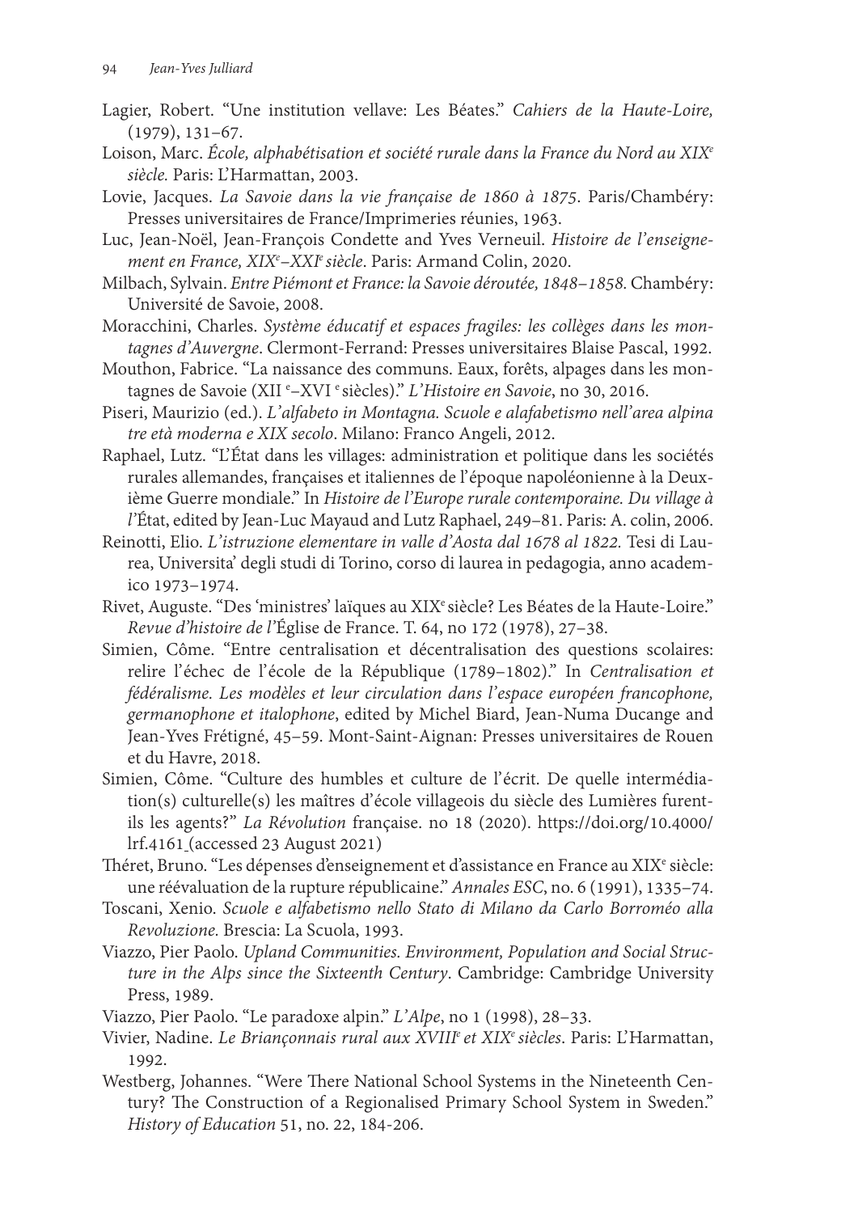Lagier, Robert. "Une institution vellave: Les Béates." *Cahiers de la Haute-Loire,* (1979), 131–67.

Loison, Marc. *École, alphabétisation et société rurale dans la France du Nord au XIX*[e] *siècle.* Paris: L'Harmattan, 2003.

Lovie, Jacques. *La Savoie dans la vie française de 1860 à 1875*. Paris/Chambéry: Presses universitaires de France/Imprimeries réunies, 1963.

Luc, Jean-Noël, Jean-François Condette and Yves Verneuil. *Histoire de l'enseignement en France, XIX*[e]*–XXI*[e] *siècle*. Paris: Armand Colin, 2020.

Milbach, Sylvain. *Entre Piémont et France: la Savoie déroutée, 1848–1858.* Chambéry: Université de Savoie, 2008.

Moracchini, Charles. *Système éducatif et espaces fragiles: les collèges dans les montagnes d'Auvergne*. Clermont-Ferrand: Presses universitaires Blaise Pascal, 1992.

Mouthon, Fabrice. "La naissance des communs. Eaux, forêts, alpages dans les montagnes de Savoie (XII [e]–XVI [e] siècles)." *L'Histoire en Savoie*, no 30, 2016.

Piseri, Maurizio (ed.). *L'alfabeto in Montagna. Scuole e alafabetismo nell'area alpina tre età moderna e XIX secolo*. Milano: Franco Angeli, 2012.

Raphael, Lutz. "L'État dans les villages: administration et politique dans les sociétés rurales allemandes, françaises et italiennes de l'époque napoléonienne à la Deuxième Guerre mondiale." In *Histoire de l'Europe rurale contemporaine. Du village à l'*État, edited by Jean-Luc Mayaud and Lutz Raphael, 249–81. Paris: A. colin, 2006.

Reinotti, Elio. *L'istruzione elementare in valle d'Aosta dal 1678 al 1822.* Tesi di Laurea, Universita' degli studi di Torino, corso di laurea in pedagogia, anno academico 1973–1974.

Rivet, Auguste. "Des 'ministres' laïques au XIX[e] siècle? Les Béates de la Haute-Loire." *Revue d'histoire de l'*Église de France. T. 64, no 172 (1978), 27–38.

Simien, Côme. "Entre centralisation et décentralisation des questions scolaires: relire l'échec de l'école de la République (1789–1802)." In *Centralisation et fédéralisme. Les modèles et leur circulation dans l'espace européen francophone, germanophone et italophone*, edited by Michel Biard, Jean-Numa Ducange and Jean-Yves Frétigné, 45–59. Mont-Saint-Aignan: Presses universitaires de Rouen et du Havre, 2018.

Simien, Côme. "Culture des humbles et culture de l'écrit. De quelle intermédiation(s) culturelle(s) les maîtres d'école villageois du siècle des Lumières furent-ils les agents?" *La Révolution* française. no 18 (2020). https://doi.org/10.4000/lrf.4161 (accessed 23 August 2021)

Théret, Bruno. "Les dépenses d'enseignement et d'assistance en France au XIX[e] siècle: une réévaluation de la rupture républicaine." *Annales ESC*, no. 6 (1991), 1335–74.

Toscani, Xenio. *Scuole e alfabetismo nello Stato di Milano da Carlo Borroméo alla Revoluzione.* Brescia: La Scuola, 1993.

Viazzo, Pier Paolo. *Upland Communities. Environment, Population and Social Structure in the Alps since the Sixteenth Century*. Cambridge: Cambridge University Press, 1989.

Viazzo, Pier Paolo. "Le paradoxe alpin." *L'Alpe*, no 1 (1998), 28–33.

Vivier, Nadine. *Le Briançonnais rural aux XVIII*[e] *et XIX*[e] *siècles*. Paris: L'Harmattan, 1992.

Westberg, Johannes. "Were There National School Systems in the Nineteenth Century? The Construction of a Regionalised Primary School System in Sweden." *History of Education* 51, no. 22, 184-206.